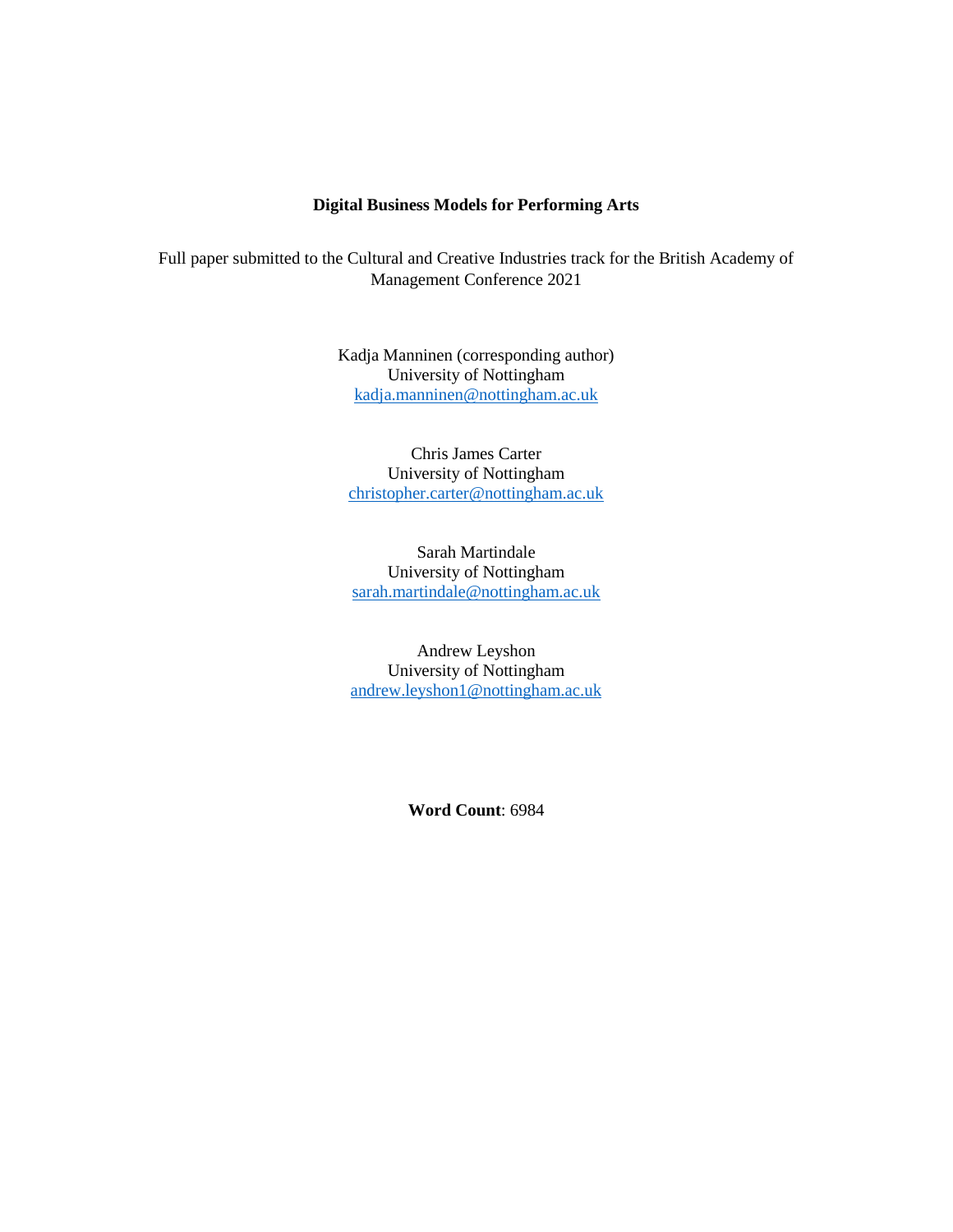# Digital Business Models for Performing Arts

Full paper submitted to the Cultural and Creative Industries track for the British Academy of Management Conference 2021

Kadja Manninen (corresponding author)
University of Nottingham
kadja.manninen@nottingham.ac.uk

Chris James Carter
University of Nottingham
christopher.carter@nottingham.ac.uk

Sarah Martindale
University of Nottingham
sarah.martindale@nottingham.ac.uk

Andrew Leyshon
University of Nottingham
andrew.leyshon1@nottingham.ac.uk

**Word Count**: 6984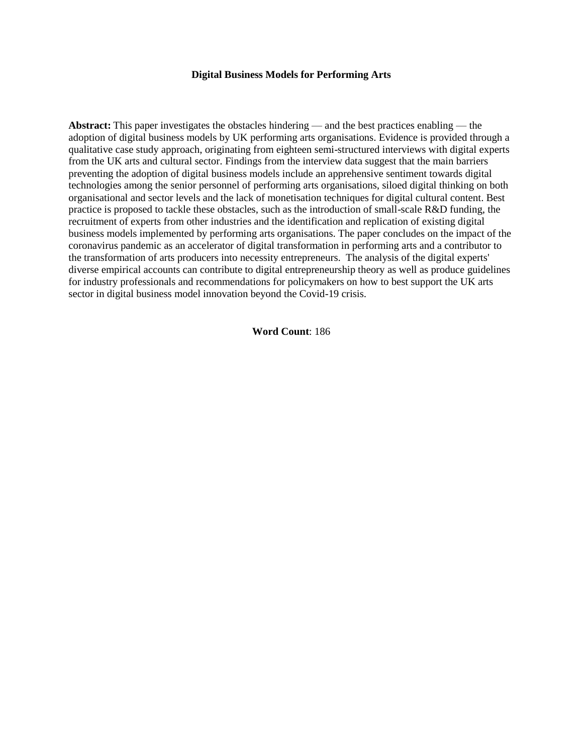**Digital Business Models for Performing Arts**

**Abstract:** This paper investigates the obstacles hindering — and the best practices enabling — the adoption of digital business models by UK performing arts organisations. Evidence is provided through a qualitative case study approach, originating from eighteen semi-structured interviews with digital experts from the UK arts and cultural sector. Findings from the interview data suggest that the main barriers preventing the adoption of digital business models include an apprehensive sentiment towards digital technologies among the senior personnel of performing arts organisations, siloed digital thinking on both organisational and sector levels and the lack of monetisation techniques for digital cultural content. Best practice is proposed to tackle these obstacles, such as the introduction of small-scale R&D funding, the recruitment of experts from other industries and the identification and replication of existing digital business models implemented by performing arts organisations. The paper concludes on the impact of the coronavirus pandemic as an accelerator of digital transformation in performing arts and a contributor to the transformation of arts producers into necessity entrepreneurs. The analysis of the digital experts' diverse empirical accounts can contribute to digital entrepreneurship theory as well as produce guidelines for industry professionals and recommendations for policymakers on how to best support the UK arts sector in digital business model innovation beyond the Covid-19 crisis.

**Word Count**: 186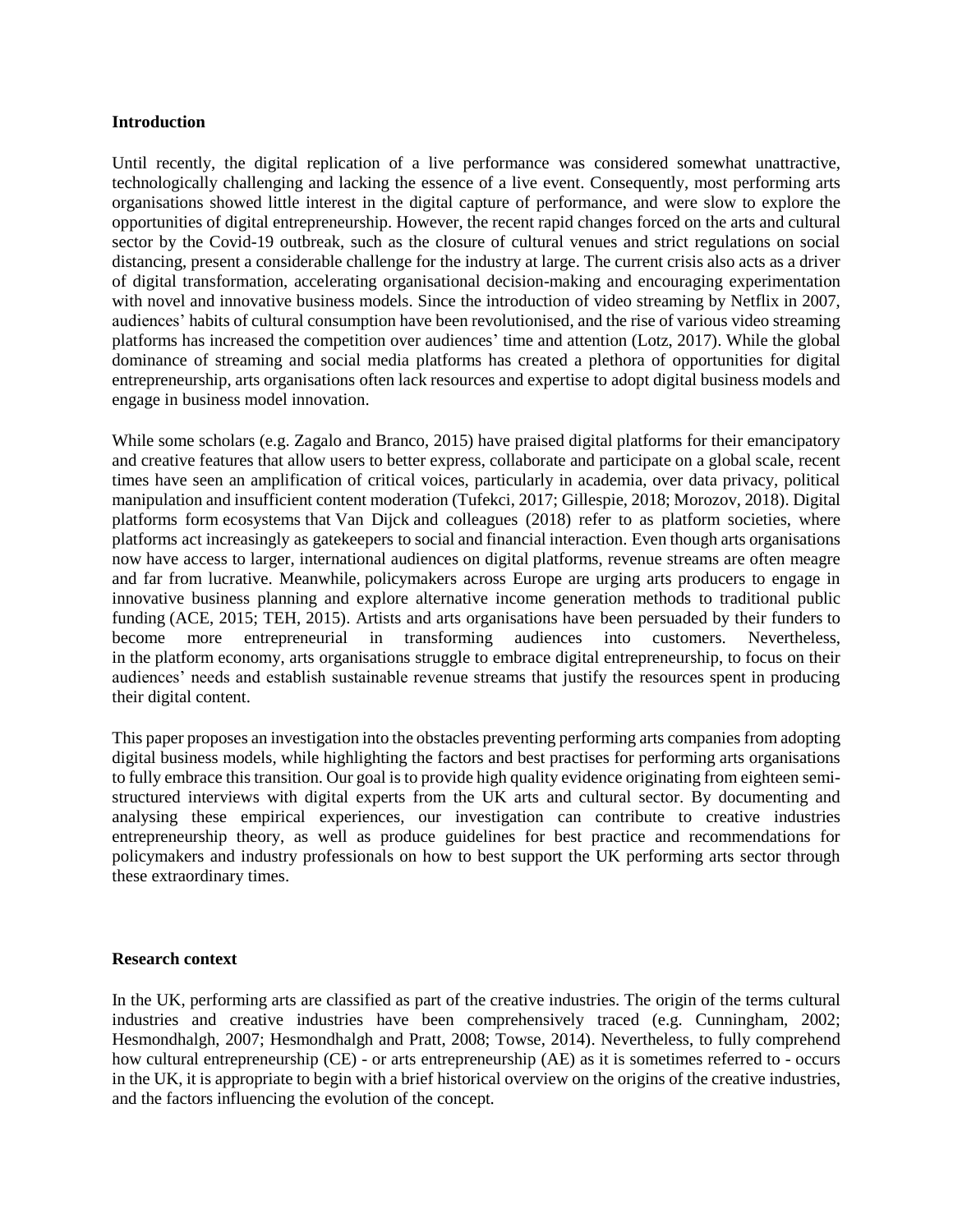**Introduction**

Until recently, the digital replication of a live performance was considered somewhat unattractive, technologically challenging and lacking the essence of a live event. Consequently, most performing arts organisations showed little interest in the digital capture of performance, and were slow to explore the opportunities of digital entrepreneurship. However, the recent rapid changes forced on the arts and cultural sector by the Covid-19 outbreak, such as the closure of cultural venues and strict regulations on social distancing, present a considerable challenge for the industry at large. The current crisis also acts as a driver of digital transformation, accelerating organisational decision-making and encouraging experimentation with novel and innovative business models. Since the introduction of video streaming by Netflix in 2007, audiences' habits of cultural consumption have been revolutionised, and the rise of various video streaming platforms has increased the competition over audiences' time and attention (Lotz, 2017). While the global dominance of streaming and social media platforms has created a plethora of opportunities for digital entrepreneurship, arts organisations often lack resources and expertise to adopt digital business models and engage in business model innovation.

While some scholars (e.g. Zagalo and Branco, 2015) have praised digital platforms for their emancipatory and creative features that allow users to better express, collaborate and participate on a global scale, recent times have seen an amplification of critical voices, particularly in academia, over data privacy, political manipulation and insufficient content moderation (Tufekci, 2017; Gillespie, 2018; Morozov, 2018). Digital platforms form ecosystems that Van Dijck and colleagues (2018) refer to as platform societies, where platforms act increasingly as gatekeepers to social and financial interaction. Even though arts organisations now have access to larger, international audiences on digital platforms, revenue streams are often meagre and far from lucrative. Meanwhile, policymakers across Europe are urging arts producers to engage in innovative business planning and explore alternative income generation methods to traditional public funding (ACE, 2015; TEH, 2015). Artists and arts organisations have been persuaded by their funders to become more entrepreneurial in transforming audiences into customers. Nevertheless, in the platform economy, arts organisations struggle to embrace digital entrepreneurship, to focus on their audiences' needs and establish sustainable revenue streams that justify the resources spent in producing their digital content.

This paper proposes an investigation into the obstacles preventing performing arts companies from adopting digital business models, while highlighting the factors and best practises for performing arts organisations to fully embrace this transition. Our goal is to provide high quality evidence originating from eighteen semi-structured interviews with digital experts from the UK arts and cultural sector. By documenting and analysing these empirical experiences, our investigation can contribute to creative industries entrepreneurship theory, as well as produce guidelines for best practice and recommendations for policymakers and industry professionals on how to best support the UK performing arts sector through these extraordinary times.

**Research context**

In the UK, performing arts are classified as part of the creative industries. The origin of the terms cultural industries and creative industries have been comprehensively traced (e.g. Cunningham, 2002; Hesmondhalgh, 2007; Hesmondhalgh and Pratt, 2008; Towse, 2014). Nevertheless, to fully comprehend how cultural entrepreneurship (CE) - or arts entrepreneurship (AE) as it is sometimes referred to - occurs in the UK, it is appropriate to begin with a brief historical overview on the origins of the creative industries, and the factors influencing the evolution of the concept.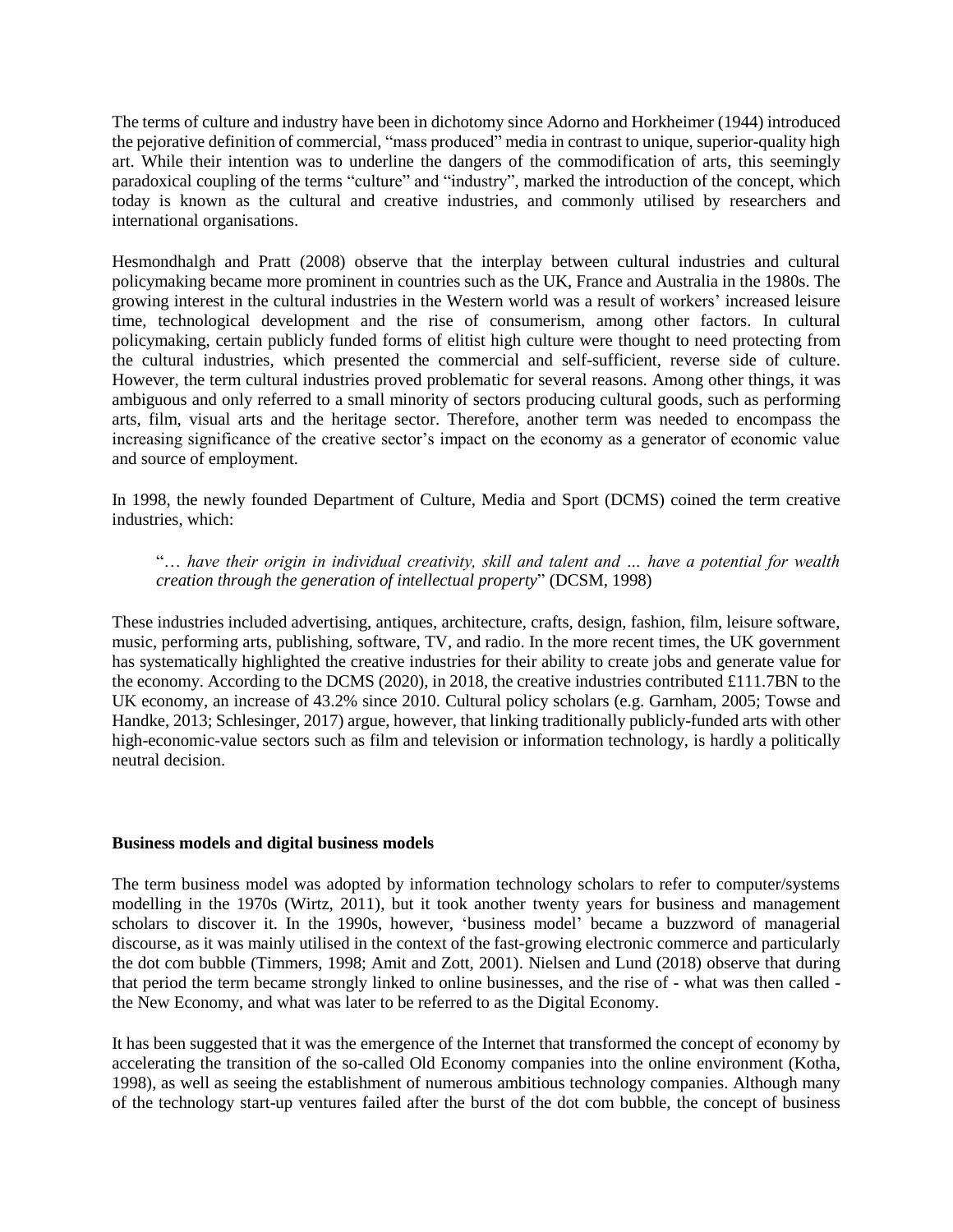The terms of culture and industry have been in dichotomy since Adorno and Horkheimer (1944) introduced the pejorative definition of commercial, "mass produced" media in contrast to unique, superior-quality high art. While their intention was to underline the dangers of the commodification of arts, this seemingly paradoxical coupling of the terms "culture" and "industry", marked the introduction of the concept, which today is known as the cultural and creative industries, and commonly utilised by researchers and international organisations.

Hesmondhalgh and Pratt (2008) observe that the interplay between cultural industries and cultural policymaking became more prominent in countries such as the UK, France and Australia in the 1980s. The growing interest in the cultural industries in the Western world was a result of workers' increased leisure time, technological development and the rise of consumerism, among other factors. In cultural policymaking, certain publicly funded forms of elitist high culture were thought to need protecting from the cultural industries, which presented the commercial and self-sufficient, reverse side of culture. However, the term cultural industries proved problematic for several reasons. Among other things, it was ambiguous and only referred to a small minority of sectors producing cultural goods, such as performing arts, film, visual arts and the heritage sector. Therefore, another term was needed to encompass the increasing significance of the creative sector's impact on the economy as a generator of economic value and source of employment.

In 1998, the newly founded Department of Culture, Media and Sport (DCMS) coined the term creative industries, which:

> "*… have their origin in individual creativity, skill and talent and … have a potential for wealth creation through the generation of intellectual property*" (DCSM, 1998)

These industries included advertising, antiques, architecture, crafts, design, fashion, film, leisure software, music, performing arts, publishing, software, TV, and radio. In the more recent times, the UK government has systematically highlighted the creative industries for their ability to create jobs and generate value for the economy. According to the DCMS (2020), in 2018, the creative industries contributed £111.7BN to the UK economy, an increase of 43.2% since 2010. Cultural policy scholars (e.g. Garnham, 2005; Towse and Handke, 2013; Schlesinger, 2017) argue, however, that linking traditionally publicly-funded arts with other high-economic-value sectors such as film and television or information technology, is hardly a politically neutral decision.

## Business models and digital business models

The term business model was adopted by information technology scholars to refer to computer/systems modelling in the 1970s (Wirtz, 2011), but it took another twenty years for business and management scholars to discover it. In the 1990s, however, 'business model' became a buzzword of managerial discourse, as it was mainly utilised in the context of the fast-growing electronic commerce and particularly the dot com bubble (Timmers, 1998; Amit and Zott, 2001). Nielsen and Lund (2018) observe that during that period the term became strongly linked to online businesses, and the rise of - what was then called - the New Economy, and what was later to be referred to as the Digital Economy.

It has been suggested that it was the emergence of the Internet that transformed the concept of economy by accelerating the transition of the so-called Old Economy companies into the online environment (Kotha, 1998), as well as seeing the establishment of numerous ambitious technology companies. Although many of the technology start-up ventures failed after the burst of the dot com bubble, the concept of business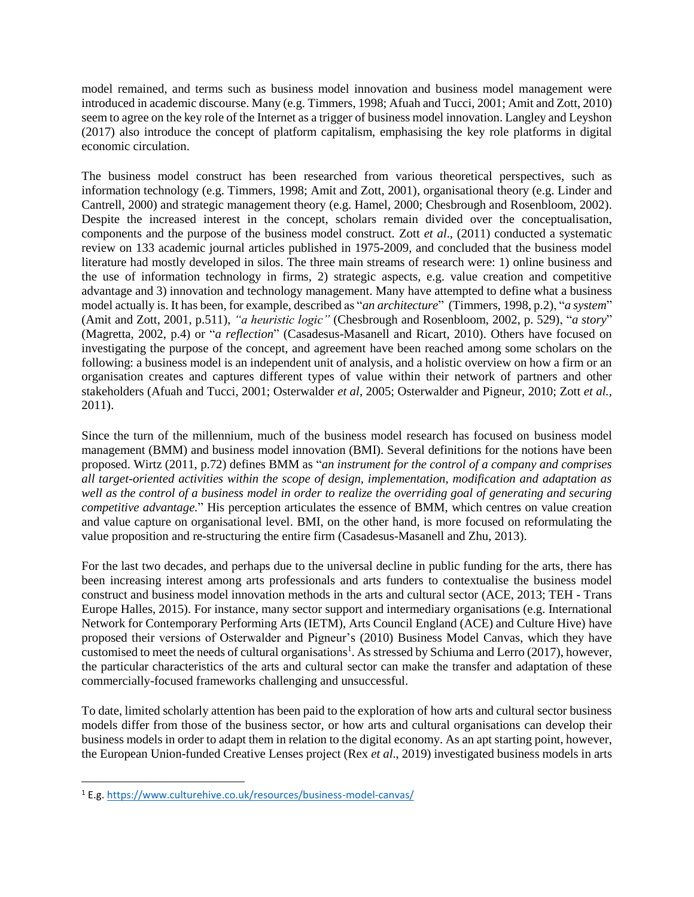model remained, and terms such as business model innovation and business model management were introduced in academic discourse. Many (e.g. Timmers, 1998; Afuah and Tucci, 2001; Amit and Zott, 2010) seem to agree on the key role of the Internet as a trigger of business model innovation. Langley and Leyshon (2017) also introduce the concept of platform capitalism, emphasising the key role platforms in digital economic circulation.

The business model construct has been researched from various theoretical perspectives, such as information technology (e.g. Timmers, 1998; Amit and Zott, 2001), organisational theory (e.g. Linder and Cantrell, 2000) and strategic management theory (e.g. Hamel, 2000; Chesbrough and Rosenbloom, 2002). Despite the increased interest in the concept, scholars remain divided over the conceptualisation, components and the purpose of the business model construct. Zott *et al*., (2011) conducted a systematic review on 133 academic journal articles published in 1975-2009, and concluded that the business model literature had mostly developed in silos. The three main streams of research were: 1) online business and the use of information technology in firms, 2) strategic aspects, e.g. value creation and competitive advantage and 3) innovation and technology management. Many have attempted to define what a business model actually is. It has been, for example, described as "*an architecture*" (Timmers, 1998, p.2), "*a system*" (Amit and Zott, 2001, p.511), *"a heuristic logic"* (Chesbrough and Rosenbloom, 2002, p. 529), "*a story*" (Magretta, 2002, p.4) or "*a reflection*" (Casadesus-Masanell and Ricart, 2010). Others have focused on investigating the purpose of the concept, and agreement have been reached among some scholars on the following: a business model is an independent unit of analysis, and a holistic overview on how a firm or an organisation creates and captures different types of value within their network of partners and other stakeholders (Afuah and Tucci, 2001; Osterwalder *et al*, 2005; Osterwalder and Pigneur, 2010; Zott *et al.*, 2011).

Since the turn of the millennium, much of the business model research has focused on business model management (BMM) and business model innovation (BMI). Several definitions for the notions have been proposed. Wirtz (2011, p.72) defines BMM as "*an instrument for the control of a company and comprises all target-oriented activities within the scope of design, implementation, modification and adaptation as well as the control of a business model in order to realize the overriding goal of generating and securing competitive advantage.*" His perception articulates the essence of BMM, which centres on value creation and value capture on organisational level. BMI, on the other hand, is more focused on reformulating the value proposition and re-structuring the entire firm (Casadesus-Masanell and Zhu, 2013).

For the last two decades, and perhaps due to the universal decline in public funding for the arts, there has been increasing interest among arts professionals and arts funders to contextualise the business model construct and business model innovation methods in the arts and cultural sector (ACE, 2013; TEH - Trans Europe Halles, 2015). For instance, many sector support and intermediary organisations (e.g. International Network for Contemporary Performing Arts (IETM), Arts Council England (ACE) and Culture Hive) have proposed their versions of Osterwalder and Pigneur's (2010) Business Model Canvas, which they have customised to meet the needs of cultural organisations[1]. As stressed by Schiuma and Lerro (2017), however, the particular characteristics of the arts and cultural sector can make the transfer and adaptation of these commercially-focused frameworks challenging and unsuccessful.

To date, limited scholarly attention has been paid to the exploration of how arts and cultural sector business models differ from those of the business sector, or how arts and cultural organisations can develop their business models in order to adapt them in relation to the digital economy. As an apt starting point, however, the European Union-funded Creative Lenses project (Rex *et al*., 2019) investigated business models in arts

---

[1] E.g. https://www.culturehive.co.uk/resources/business-model-canvas/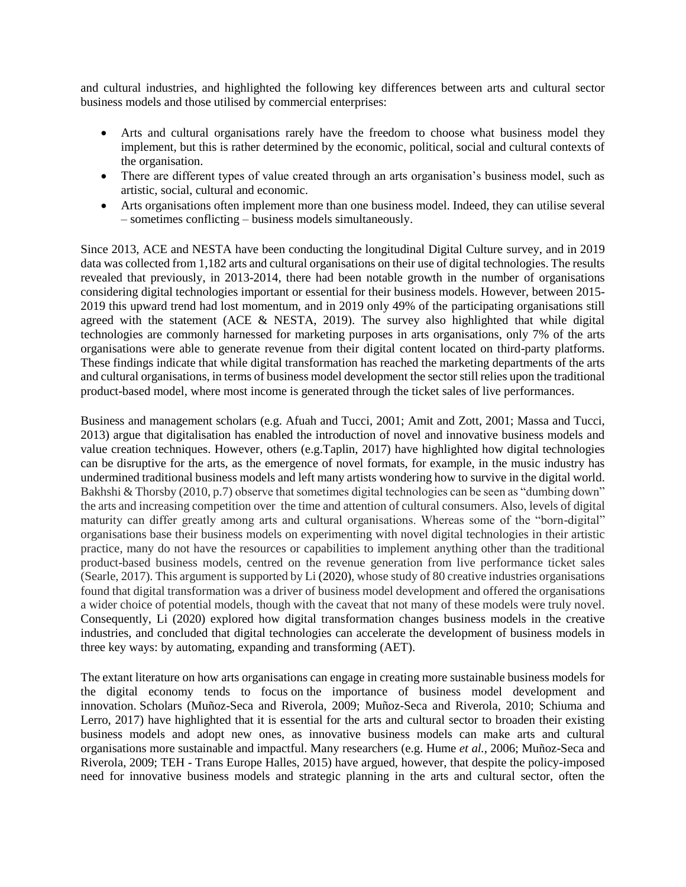and cultural industries, and highlighted the following key differences between arts and cultural sector business models and those utilised by commercial enterprises:

- Arts and cultural organisations rarely have the freedom to choose what business model they implement, but this is rather determined by the economic, political, social and cultural contexts of the organisation.
- There are different types of value created through an arts organisation's business model, such as artistic, social, cultural and economic.
- Arts organisations often implement more than one business model. Indeed, they can utilise several – sometimes conflicting – business models simultaneously.

Since 2013, ACE and NESTA have been conducting the longitudinal Digital Culture survey, and in 2019 data was collected from 1,182 arts and cultural organisations on their use of digital technologies. The results revealed that previously, in 2013-2014, there had been notable growth in the number of organisations considering digital technologies important or essential for their business models. However, between 2015-2019 this upward trend had lost momentum, and in 2019 only 49% of the participating organisations still agreed with the statement (ACE & NESTA, 2019). The survey also highlighted that while digital technologies are commonly harnessed for marketing purposes in arts organisations, only 7% of the arts organisations were able to generate revenue from their digital content located on third-party platforms. These findings indicate that while digital transformation has reached the marketing departments of the arts and cultural organisations, in terms of business model development the sector still relies upon the traditional product-based model, where most income is generated through the ticket sales of live performances.

Business and management scholars (e.g. Afuah and Tucci, 2001; Amit and Zott, 2001; Massa and Tucci, 2013) argue that digitalisation has enabled the introduction of novel and innovative business models and value creation techniques. However, others (e.g.Taplin, 2017) have highlighted how digital technologies can be disruptive for the arts, as the emergence of novel formats, for example, in the music industry has undermined traditional business models and left many artists wondering how to survive in the digital world. Bakhshi & Thorsby (2010, p.7) observe that sometimes digital technologies can be seen as "dumbing down" the arts and increasing competition over the time and attention of cultural consumers. Also, levels of digital maturity can differ greatly among arts and cultural organisations. Whereas some of the "born-digital" organisations base their business models on experimenting with novel digital technologies in their artistic practice, many do not have the resources or capabilities to implement anything other than the traditional product-based business models, centred on the revenue generation from live performance ticket sales (Searle, 2017). This argument is supported by Li (2020), whose study of 80 creative industries organisations found that digital transformation was a driver of business model development and offered the organisations a wider choice of potential models, though with the caveat that not many of these models were truly novel. Consequently, Li (2020) explored how digital transformation changes business models in the creative industries, and concluded that digital technologies can accelerate the development of business models in three key ways: by automating, expanding and transforming (AET).

The extant literature on how arts organisations can engage in creating more sustainable business models for the digital economy tends to focus on the importance of business model development and innovation. Scholars (Muñoz-Seca and Riverola, 2009; Muñoz-Seca and Riverola, 2010; Schiuma and Lerro, 2017) have highlighted that it is essential for the arts and cultural sector to broaden their existing business models and adopt new ones, as innovative business models can make arts and cultural organisations more sustainable and impactful. Many researchers (e.g. Hume *et al.*, 2006; Muñoz-Seca and Riverola, 2009; TEH - Trans Europe Halles, 2015) have argued, however, that despite the policy-imposed need for innovative business models and strategic planning in the arts and cultural sector, often the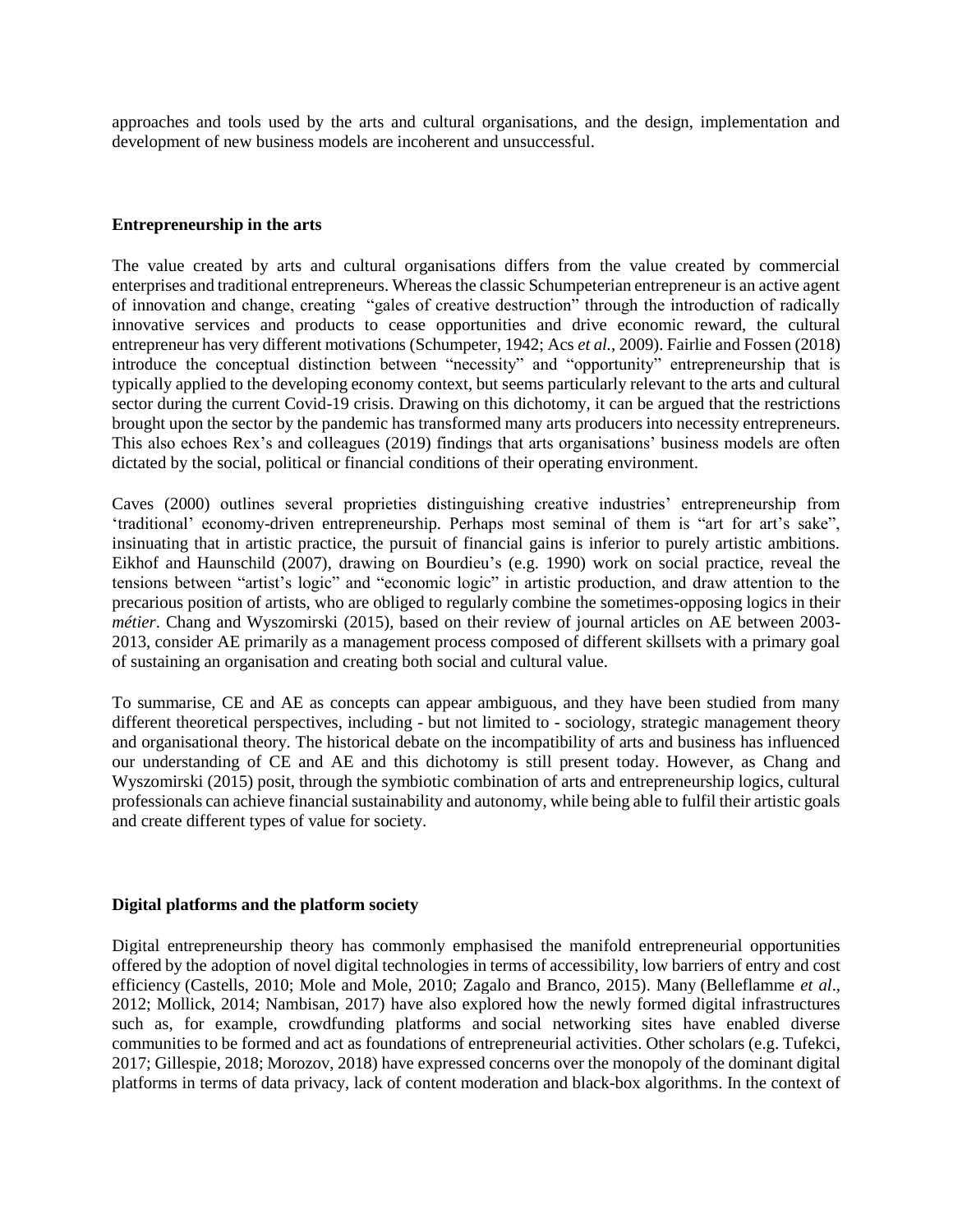approaches and tools used by the arts and cultural organisations, and the design, implementation and development of new business models are incoherent and unsuccessful.

## Entrepreneurship in the arts

The value created by arts and cultural organisations differs from the value created by commercial enterprises and traditional entrepreneurs. Whereas the classic Schumpeterian entrepreneur is an active agent of innovation and change, creating "gales of creative destruction" through the introduction of radically innovative services and products to cease opportunities and drive economic reward, the cultural entrepreneur has very different motivations (Schumpeter, 1942; Acs *et al.*, 2009). Fairlie and Fossen (2018) introduce the conceptual distinction between "necessity" and "opportunity" entrepreneurship that is typically applied to the developing economy context, but seems particularly relevant to the arts and cultural sector during the current Covid-19 crisis. Drawing on this dichotomy, it can be argued that the restrictions brought upon the sector by the pandemic has transformed many arts producers into necessity entrepreneurs. This also echoes Rex's and colleagues (2019) findings that arts organisations' business models are often dictated by the social, political or financial conditions of their operating environment.

Caves (2000) outlines several proprieties distinguishing creative industries' entrepreneurship from 'traditional' economy-driven entrepreneurship. Perhaps most seminal of them is "art for art's sake", insinuating that in artistic practice, the pursuit of financial gains is inferior to purely artistic ambitions. Eikhof and Haunschild (2007), drawing on Bourdieu's (e.g. 1990) work on social practice, reveal the tensions between "artist's logic" and "economic logic" in artistic production, and draw attention to the precarious position of artists, who are obliged to regularly combine the sometimes-opposing logics in their *métier*. Chang and Wyszomirski (2015), based on their review of journal articles on AE between 2003-2013, consider AE primarily as a management process composed of different skillsets with a primary goal of sustaining an organisation and creating both social and cultural value.

To summarise, CE and AE as concepts can appear ambiguous, and they have been studied from many different theoretical perspectives, including - but not limited to - sociology, strategic management theory and organisational theory. The historical debate on the incompatibility of arts and business has influenced our understanding of CE and AE and this dichotomy is still present today. However, as Chang and Wyszomirski (2015) posit, through the symbiotic combination of arts and entrepreneurship logics, cultural professionals can achieve financial sustainability and autonomy, while being able to fulfil their artistic goals and create different types of value for society.

## Digital platforms and the platform society

Digital entrepreneurship theory has commonly emphasised the manifold entrepreneurial opportunities offered by the adoption of novel digital technologies in terms of accessibility, low barriers of entry and cost efficiency (Castells, 2010; Mole and Mole, 2010; Zagalo and Branco, 2015). Many (Belleflamme *et al*., 2012; Mollick, 2014; Nambisan, 2017) have also explored how the newly formed digital infrastructures such as, for example, crowdfunding platforms and social networking sites have enabled diverse communities to be formed and act as foundations of entrepreneurial activities. Other scholars (e.g. Tufekci, 2017; Gillespie, 2018; Morozov, 2018) have expressed concerns over the monopoly of the dominant digital platforms in terms of data privacy, lack of content moderation and black-box algorithms. In the context of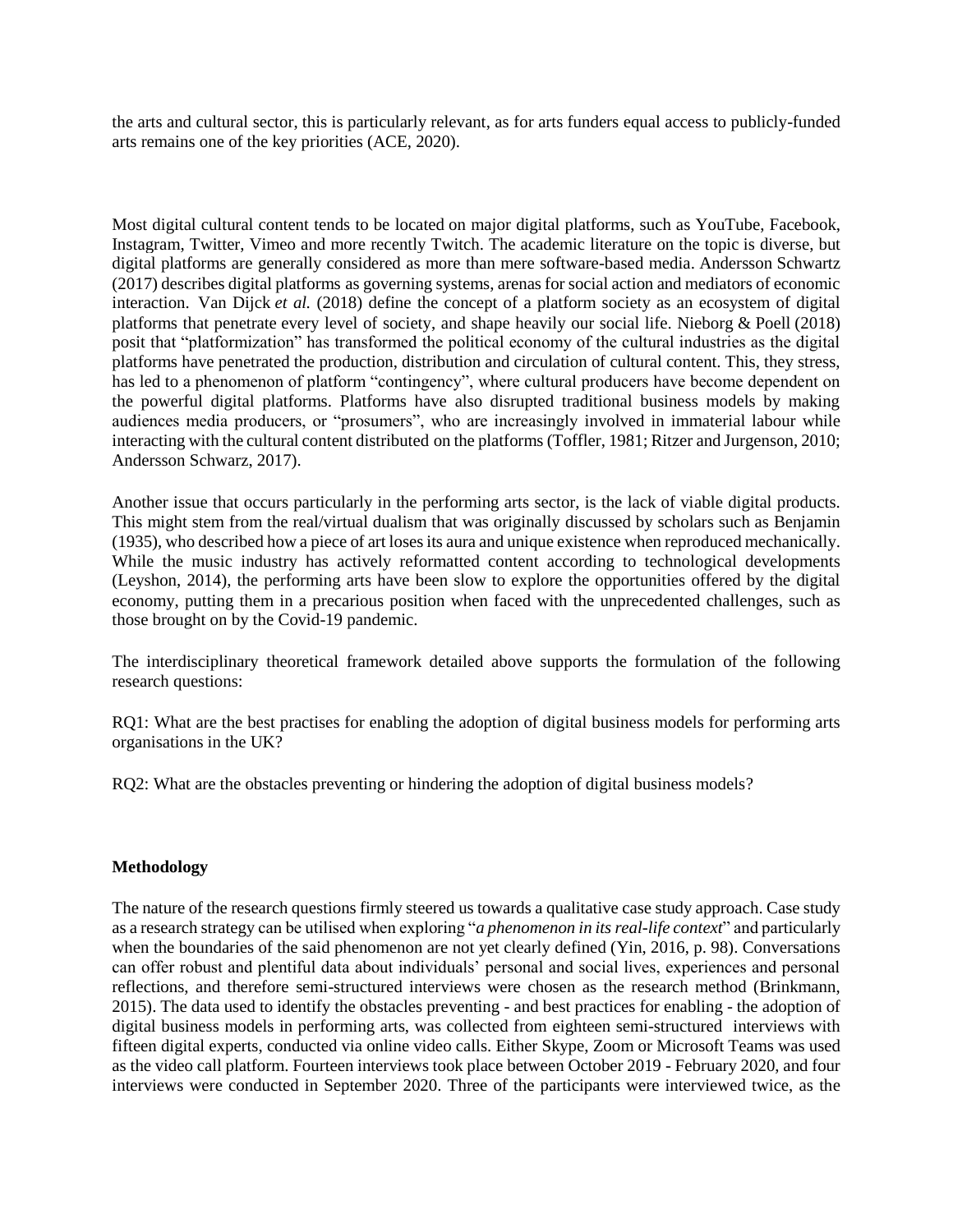the arts and cultural sector, this is particularly relevant, as for arts funders equal access to publicly-funded arts remains one of the key priorities (ACE, 2020).

Most digital cultural content tends to be located on major digital platforms, such as YouTube, Facebook, Instagram, Twitter, Vimeo and more recently Twitch. The academic literature on the topic is diverse, but digital platforms are generally considered as more than mere software-based media. Andersson Schwartz (2017) describes digital platforms as governing systems, arenas for social action and mediators of economic interaction. Van Dijck *et al.* (2018) define the concept of a platform society as an ecosystem of digital platforms that penetrate every level of society, and shape heavily our social life. Nieborg & Poell (2018) posit that "platformization" has transformed the political economy of the cultural industries as the digital platforms have penetrated the production, distribution and circulation of cultural content. This, they stress, has led to a phenomenon of platform "contingency", where cultural producers have become dependent on the powerful digital platforms. Platforms have also disrupted traditional business models by making audiences media producers, or "prosumers", who are increasingly involved in immaterial labour while interacting with the cultural content distributed on the platforms (Toffler, 1981; Ritzer and Jurgenson, 2010; Andersson Schwarz, 2017).

Another issue that occurs particularly in the performing arts sector, is the lack of viable digital products. This might stem from the real/virtual dualism that was originally discussed by scholars such as Benjamin (1935), who described how a piece of art loses its aura and unique existence when reproduced mechanically. While the music industry has actively reformatted content according to technological developments (Leyshon, 2014), the performing arts have been slow to explore the opportunities offered by the digital economy, putting them in a precarious position when faced with the unprecedented challenges, such as those brought on by the Covid-19 pandemic.

The interdisciplinary theoretical framework detailed above supports the formulation of the following research questions:

RQ1: What are the best practises for enabling the adoption of digital business models for performing arts organisations in the UK?

RQ2: What are the obstacles preventing or hindering the adoption of digital business models?

**Methodology**

The nature of the research questions firmly steered us towards a qualitative case study approach. Case study as a research strategy can be utilised when exploring "*a phenomenon in its real-life context*" and particularly when the boundaries of the said phenomenon are not yet clearly defined (Yin, 2016, p. 98). Conversations can offer robust and plentiful data about individuals' personal and social lives, experiences and personal reflections, and therefore semi-structured interviews were chosen as the research method (Brinkmann, 2015). The data used to identify the obstacles preventing - and best practices for enabling - the adoption of digital business models in performing arts, was collected from eighteen semi-structured interviews with fifteen digital experts, conducted via online video calls. Either Skype, Zoom or Microsoft Teams was used as the video call platform. Fourteen interviews took place between October 2019 - February 2020, and four interviews were conducted in September 2020. Three of the participants were interviewed twice, as the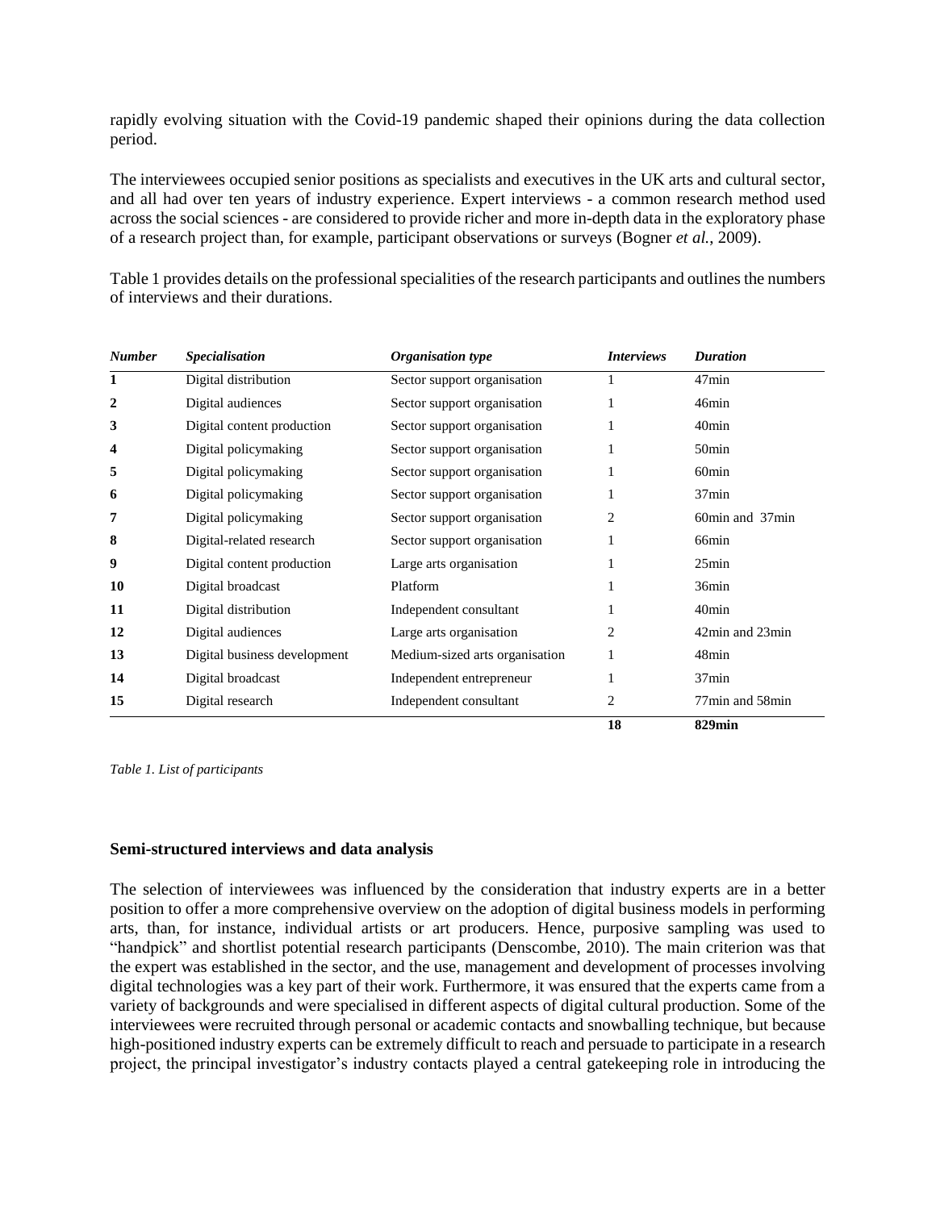rapidly evolving situation with the Covid-19 pandemic shaped their opinions during the data collection period.

The interviewees occupied senior positions as specialists and executives in the UK arts and cultural sector, and all had over ten years of industry experience. Expert interviews - a common research method used across the social sciences - are considered to provide richer and more in-depth data in the exploratory phase of a research project than, for example, participant observations or surveys (Bogner *et al.*, 2009).

Table 1 provides details on the professional specialities of the research participants and outlines the numbers of interviews and their durations.

| *Number* | *Specialisation* | *Organisation type* | *Interviews* | *Duration* |
|---|---|---|---|---|
| **1** | Digital distribution | Sector support organisation | 1 | 47min |
| **2** | Digital audiences | Sector support organisation | 1 | 46min |
| **3** | Digital content production | Sector support organisation | 1 | 40min |
| **4** | Digital policymaking | Sector support organisation | 1 | 50min |
| **5** | Digital policymaking | Sector support organisation | 1 | 60min |
| **6** | Digital policymaking | Sector support organisation | 1 | 37min |
| **7** | Digital policymaking | Sector support organisation | 2 | 60min and 37min |
| **8** | Digital-related research | Sector support organisation | 1 | 66min |
| **9** | Digital content production | Large arts organisation | 1 | 25min |
| **10** | Digital broadcast | Platform | 1 | 36min |
| **11** | Digital distribution | Independent consultant | 1 | 40min |
| **12** | Digital audiences | Large arts organisation | 2 | 42min and 23min |
| **13** | Digital business development | Medium-sized arts organisation | 1 | 48min |
| **14** | Digital broadcast | Independent entrepreneur | 1 | 37min |
| **15** | Digital research | Independent consultant | 2 | 77min and 58min |
| | | | **18** | **829min** |

*Table 1. List of participants*

### Semi-structured interviews and data analysis

The selection of interviewees was influenced by the consideration that industry experts are in a better position to offer a more comprehensive overview on the adoption of digital business models in performing arts, than, for instance, individual artists or art producers. Hence, purposive sampling was used to "handpick" and shortlist potential research participants (Denscombe, 2010). The main criterion was that the expert was established in the sector, and the use, management and development of processes involving digital technologies was a key part of their work. Furthermore, it was ensured that the experts came from a variety of backgrounds and were specialised in different aspects of digital cultural production. Some of the interviewees were recruited through personal or academic contacts and snowballing technique, but because high-positioned industry experts can be extremely difficult to reach and persuade to participate in a research project, the principal investigator's industry contacts played a central gatekeeping role in introducing the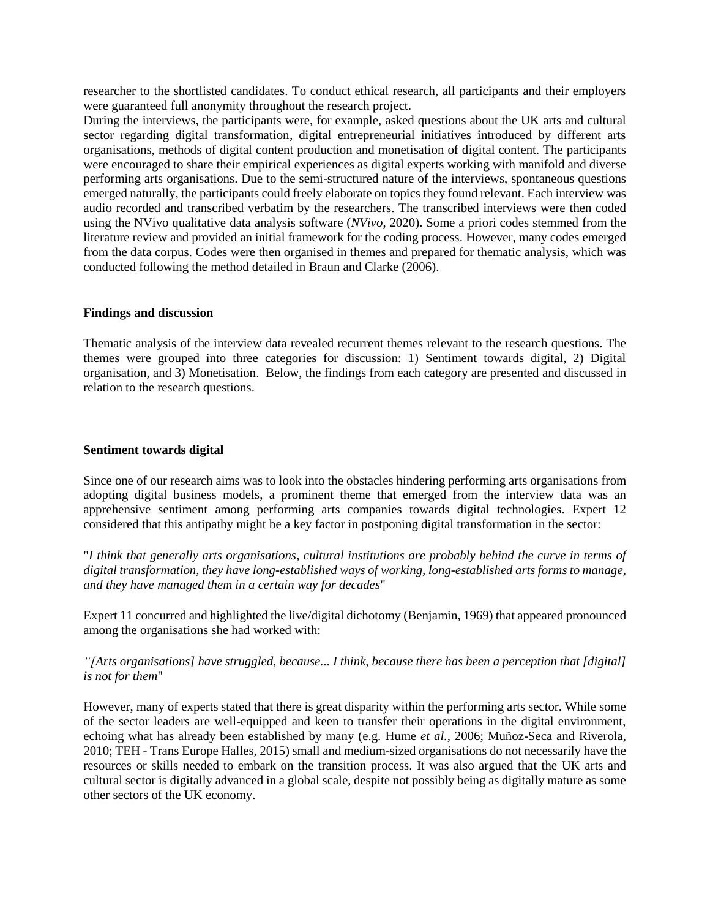researcher to the shortlisted candidates. To conduct ethical research, all participants and their employers were guaranteed full anonymity throughout the research project.

During the interviews, the participants were, for example, asked questions about the UK arts and cultural sector regarding digital transformation, digital entrepreneurial initiatives introduced by different arts organisations, methods of digital content production and monetisation of digital content. The participants were encouraged to share their empirical experiences as digital experts working with manifold and diverse performing arts organisations. Due to the semi-structured nature of the interviews, spontaneous questions emerged naturally, the participants could freely elaborate on topics they found relevant. Each interview was audio recorded and transcribed verbatim by the researchers. The transcribed interviews were then coded using the NVivo qualitative data analysis software (*NVivo*, 2020). Some a priori codes stemmed from the literature review and provided an initial framework for the coding process. However, many codes emerged from the data corpus. Codes were then organised in themes and prepared for thematic analysis, which was conducted following the method detailed in Braun and Clarke (2006).

## Findings and discussion

Thematic analysis of the interview data revealed recurrent themes relevant to the research questions. The themes were grouped into three categories for discussion: 1) Sentiment towards digital, 2) Digital organisation, and 3) Monetisation. Below, the findings from each category are presented and discussed in relation to the research questions.

### Sentiment towards digital

Since one of our research aims was to look into the obstacles hindering performing arts organisations from adopting digital business models, a prominent theme that emerged from the interview data was an apprehensive sentiment among performing arts companies towards digital technologies. Expert 12 considered that this antipathy might be a key factor in postponing digital transformation in the sector:

"*I think that generally arts organisations, cultural institutions are probably behind the curve in terms of digital transformation, they have long-established ways of working, long-established arts forms to manage, and they have managed them in a certain way for decades*"

Expert 11 concurred and highlighted the live/digital dichotomy (Benjamin, 1969) that appeared pronounced among the organisations she had worked with:

*"[Arts organisations] have struggled, because... I think, because there has been a perception that [digital] is not for them*"

However, many of experts stated that there is great disparity within the performing arts sector. While some of the sector leaders are well-equipped and keen to transfer their operations in the digital environment, echoing what has already been established by many (e.g. Hume *et al.*, 2006; Muñoz-Seca and Riverola, 2010; TEH - Trans Europe Halles, 2015) small and medium-sized organisations do not necessarily have the resources or skills needed to embark on the transition process. It was also argued that the UK arts and cultural sector is digitally advanced in a global scale, despite not possibly being as digitally mature as some other sectors of the UK economy.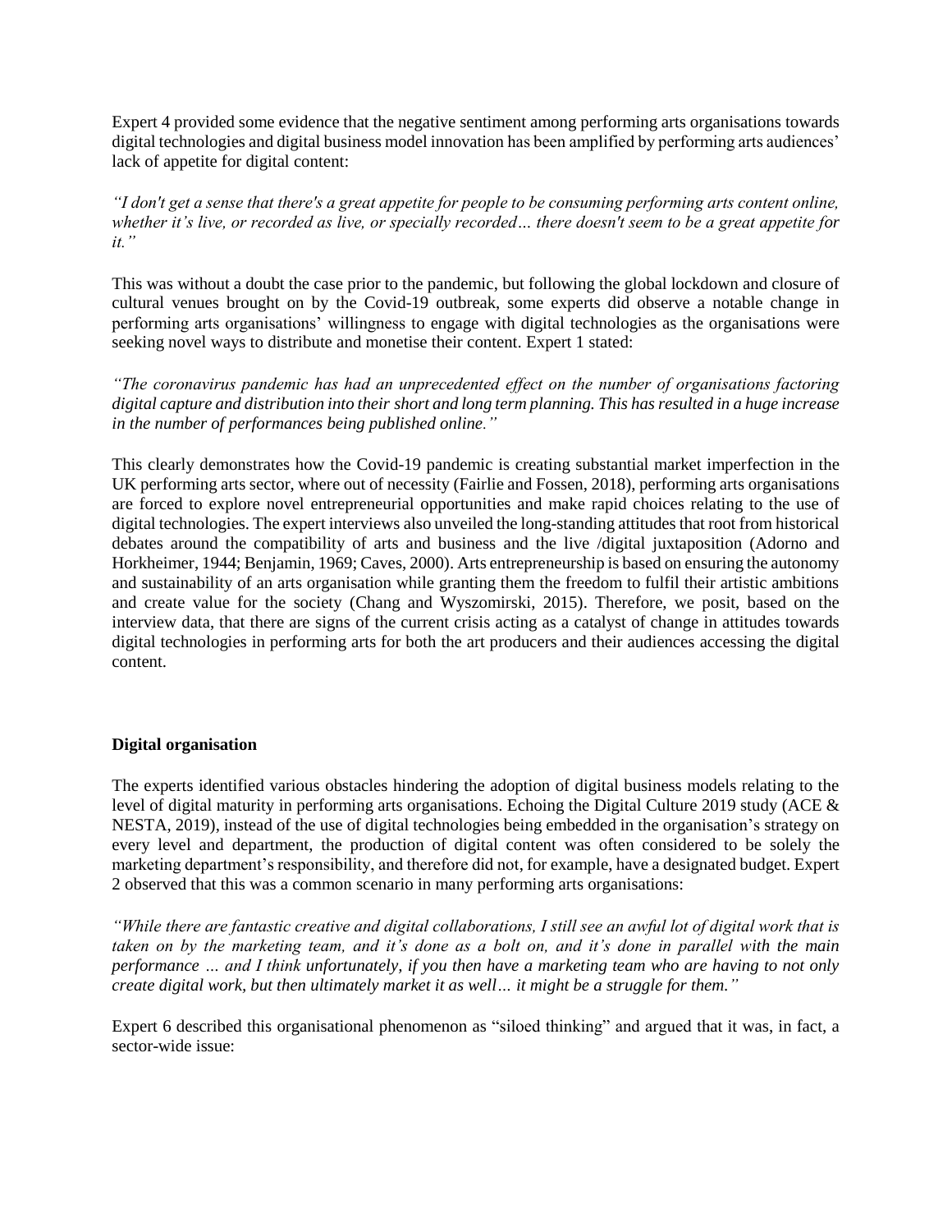Expert 4 provided some evidence that the negative sentiment among performing arts organisations towards digital technologies and digital business model innovation has been amplified by performing arts audiences' lack of appetite for digital content:

*"I don't get a sense that there's a great appetite for people to be consuming performing arts content online, whether it's live, or recorded as live, or specially recorded… there doesn't seem to be a great appetite for it."*

This was without a doubt the case prior to the pandemic, but following the global lockdown and closure of cultural venues brought on by the Covid-19 outbreak, some experts did observe a notable change in performing arts organisations' willingness to engage with digital technologies as the organisations were seeking novel ways to distribute and monetise their content. Expert 1 stated:

*"The coronavirus pandemic has had an unprecedented effect on the number of organisations factoring digital capture and distribution into their short and long term planning. This has resulted in a huge increase in the number of performances being published online."*

This clearly demonstrates how the Covid-19 pandemic is creating substantial market imperfection in the UK performing arts sector, where out of necessity (Fairlie and Fossen, 2018), performing arts organisations are forced to explore novel entrepreneurial opportunities and make rapid choices relating to the use of digital technologies. The expert interviews also unveiled the long-standing attitudes that root from historical debates around the compatibility of arts and business and the live /digital juxtaposition (Adorno and Horkheimer, 1944; Benjamin, 1969; Caves, 2000). Arts entrepreneurship is based on ensuring the autonomy and sustainability of an arts organisation while granting them the freedom to fulfil their artistic ambitions and create value for the society (Chang and Wyszomirski, 2015). Therefore, we posit, based on the interview data, that there are signs of the current crisis acting as a catalyst of change in attitudes towards digital technologies in performing arts for both the art producers and their audiences accessing the digital content.

**Digital organisation**

The experts identified various obstacles hindering the adoption of digital business models relating to the level of digital maturity in performing arts organisations. Echoing the Digital Culture 2019 study (ACE & NESTA, 2019), instead of the use of digital technologies being embedded in the organisation's strategy on every level and department, the production of digital content was often considered to be solely the marketing department's responsibility, and therefore did not, for example, have a designated budget. Expert 2 observed that this was a common scenario in many performing arts organisations:

*"While there are fantastic creative and digital collaborations, I still see an awful lot of digital work that is taken on by the marketing team, and it's done as a bolt on, and it's done in parallel with the main performance … and I think unfortunately, if you then have a marketing team who are having to not only create digital work, but then ultimately market it as well… it might be a struggle for them."*

Expert 6 described this organisational phenomenon as "siloed thinking" and argued that it was, in fact, a sector-wide issue: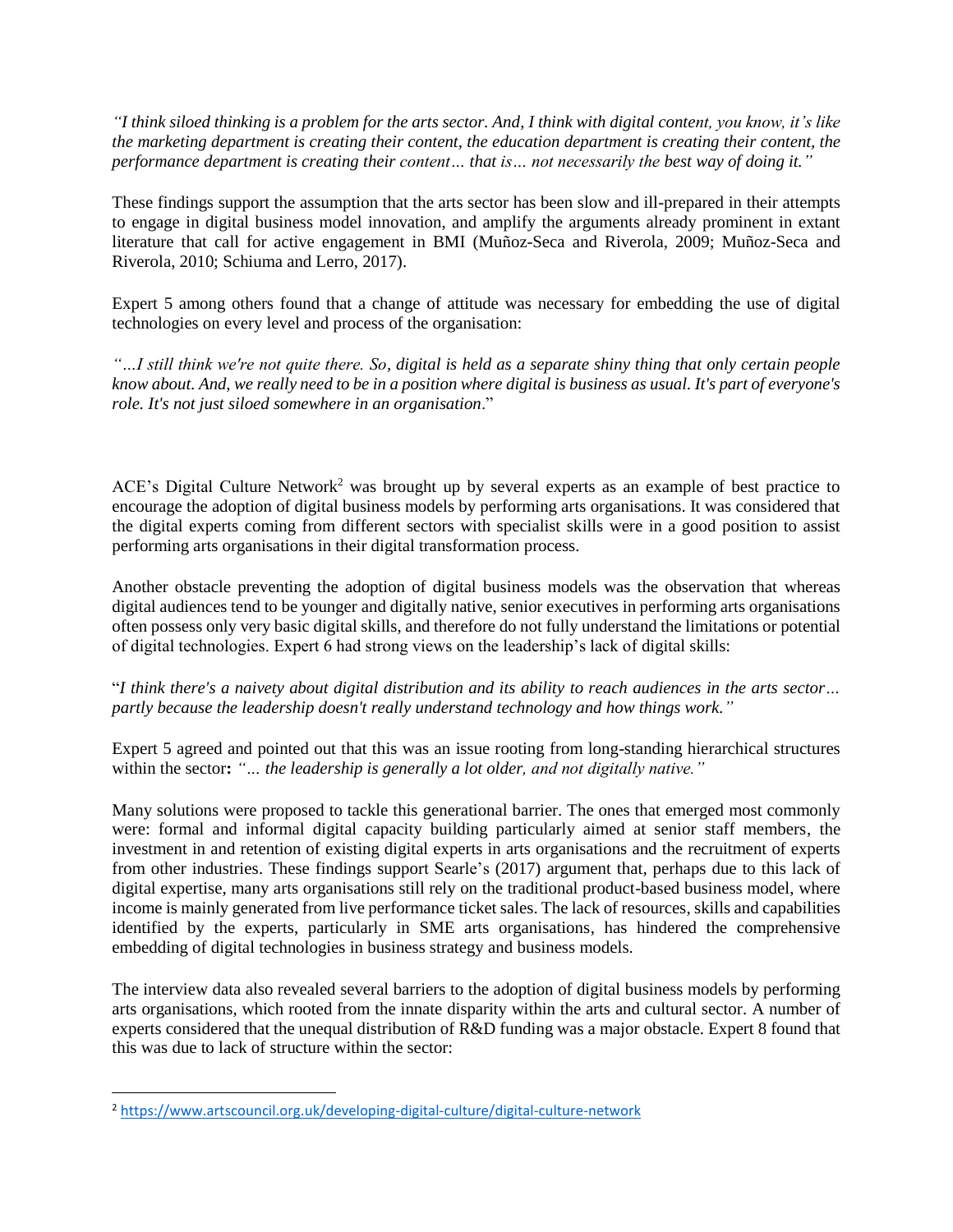*"I think siloed thinking is a problem for the arts sector. And, I think with digital content, you know, it's like the marketing department is creating their content, the education department is creating their content, the performance department is creating their content… that is… not necessarily the best way of doing it."*

These findings support the assumption that the arts sector has been slow and ill-prepared in their attempts to engage in digital business model innovation, and amplify the arguments already prominent in extant literature that call for active engagement in BMI (Muñoz-Seca and Riverola, 2009; Muñoz-Seca and Riverola, 2010; Schiuma and Lerro, 2017).

Expert 5 among others found that a change of attitude was necessary for embedding the use of digital technologies on every level and process of the organisation:

*"…I still think we're not quite there. So, digital is held as a separate shiny thing that only certain people know about. And, we really need to be in a position where digital is business as usual. It's part of everyone's role. It's not just siloed somewhere in an organisation*."

ACE's Digital Culture Network[2] was brought up by several experts as an example of best practice to encourage the adoption of digital business models by performing arts organisations. It was considered that the digital experts coming from different sectors with specialist skills were in a good position to assist performing arts organisations in their digital transformation process.

Another obstacle preventing the adoption of digital business models was the observation that whereas digital audiences tend to be younger and digitally native, senior executives in performing arts organisations often possess only very basic digital skills, and therefore do not fully understand the limitations or potential of digital technologies. Expert 6 had strong views on the leadership's lack of digital skills:

"*I think there's a naivety about digital distribution and its ability to reach audiences in the arts sector… partly because the leadership doesn't really understand technology and how things work."*

Expert 5 agreed and pointed out that this was an issue rooting from long-standing hierarchical structures within the sector**:** *"… the leadership is generally a lot older, and not digitally native."*

Many solutions were proposed to tackle this generational barrier. The ones that emerged most commonly were: formal and informal digital capacity building particularly aimed at senior staff members, the investment in and retention of existing digital experts in arts organisations and the recruitment of experts from other industries. These findings support Searle's (2017) argument that, perhaps due to this lack of digital expertise, many arts organisations still rely on the traditional product-based business model, where income is mainly generated from live performance ticket sales. The lack of resources, skills and capabilities identified by the experts, particularly in SME arts organisations, has hindered the comprehensive embedding of digital technologies in business strategy and business models.

The interview data also revealed several barriers to the adoption of digital business models by performing arts organisations, which rooted from the innate disparity within the arts and cultural sector. A number of experts considered that the unequal distribution of R&D funding was a major obstacle. Expert 8 found that this was due to lack of structure within the sector:

---

[2] https://www.artscouncil.org.uk/developing-digital-culture/digital-culture-network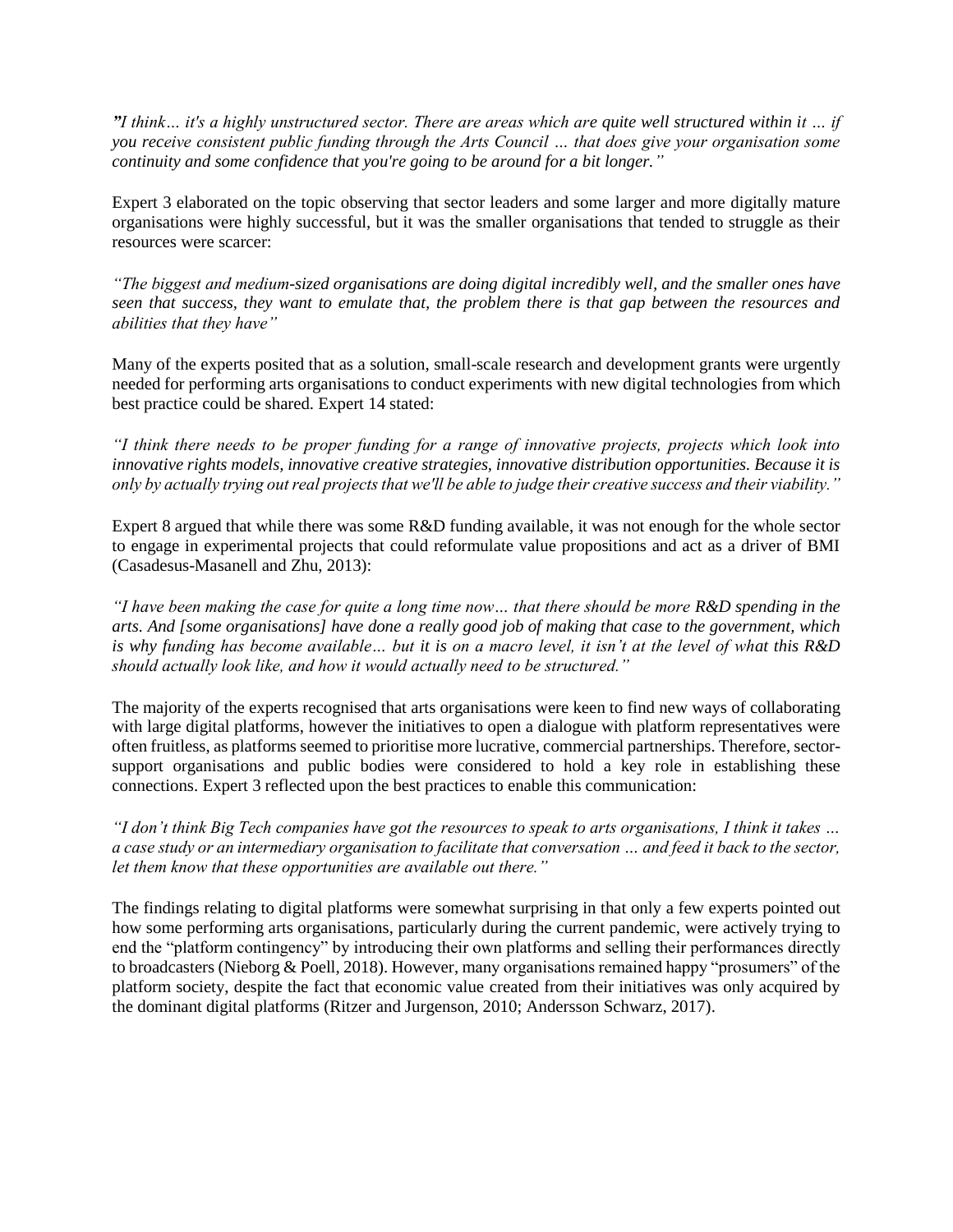*"I think… it's a highly unstructured sector. There are areas which are quite well structured within it … if you receive consistent public funding through the Arts Council … that does give your organisation some continuity and some confidence that you're going to be around for a bit longer."*

Expert 3 elaborated on the topic observing that sector leaders and some larger and more digitally mature organisations were highly successful, but it was the smaller organisations that tended to struggle as their resources were scarcer:

*"The biggest and medium-sized organisations are doing digital incredibly well, and the smaller ones have seen that success, they want to emulate that, the problem there is that gap between the resources and abilities that they have"*

Many of the experts posited that as a solution, small-scale research and development grants were urgently needed for performing arts organisations to conduct experiments with new digital technologies from which best practice could be shared. Expert 14 stated:

*"I think there needs to be proper funding for a range of innovative projects, projects which look into innovative rights models, innovative creative strategies, innovative distribution opportunities. Because it is only by actually trying out real projects that we'll be able to judge their creative success and their viability."*

Expert 8 argued that while there was some R&D funding available, it was not enough for the whole sector to engage in experimental projects that could reformulate value propositions and act as a driver of BMI (Casadesus-Masanell and Zhu, 2013):

*"I have been making the case for quite a long time now… that there should be more R&D spending in the arts. And [some organisations] have done a really good job of making that case to the government, which is why funding has become available… but it is on a macro level, it isn't at the level of what this R&D should actually look like, and how it would actually need to be structured."*

The majority of the experts recognised that arts organisations were keen to find new ways of collaborating with large digital platforms, however the initiatives to open a dialogue with platform representatives were often fruitless, as platforms seemed to prioritise more lucrative, commercial partnerships. Therefore, sector-support organisations and public bodies were considered to hold a key role in establishing these connections. Expert 3 reflected upon the best practices to enable this communication:

*"I don't think Big Tech companies have got the resources to speak to arts organisations, I think it takes … a case study or an intermediary organisation to facilitate that conversation … and feed it back to the sector, let them know that these opportunities are available out there."*

The findings relating to digital platforms were somewhat surprising in that only a few experts pointed out how some performing arts organisations, particularly during the current pandemic, were actively trying to end the "platform contingency" by introducing their own platforms and selling their performances directly to broadcasters (Nieborg & Poell, 2018). However, many organisations remained happy "prosumers" of the platform society, despite the fact that economic value created from their initiatives was only acquired by the dominant digital platforms (Ritzer and Jurgenson, 2010; Andersson Schwarz, 2017).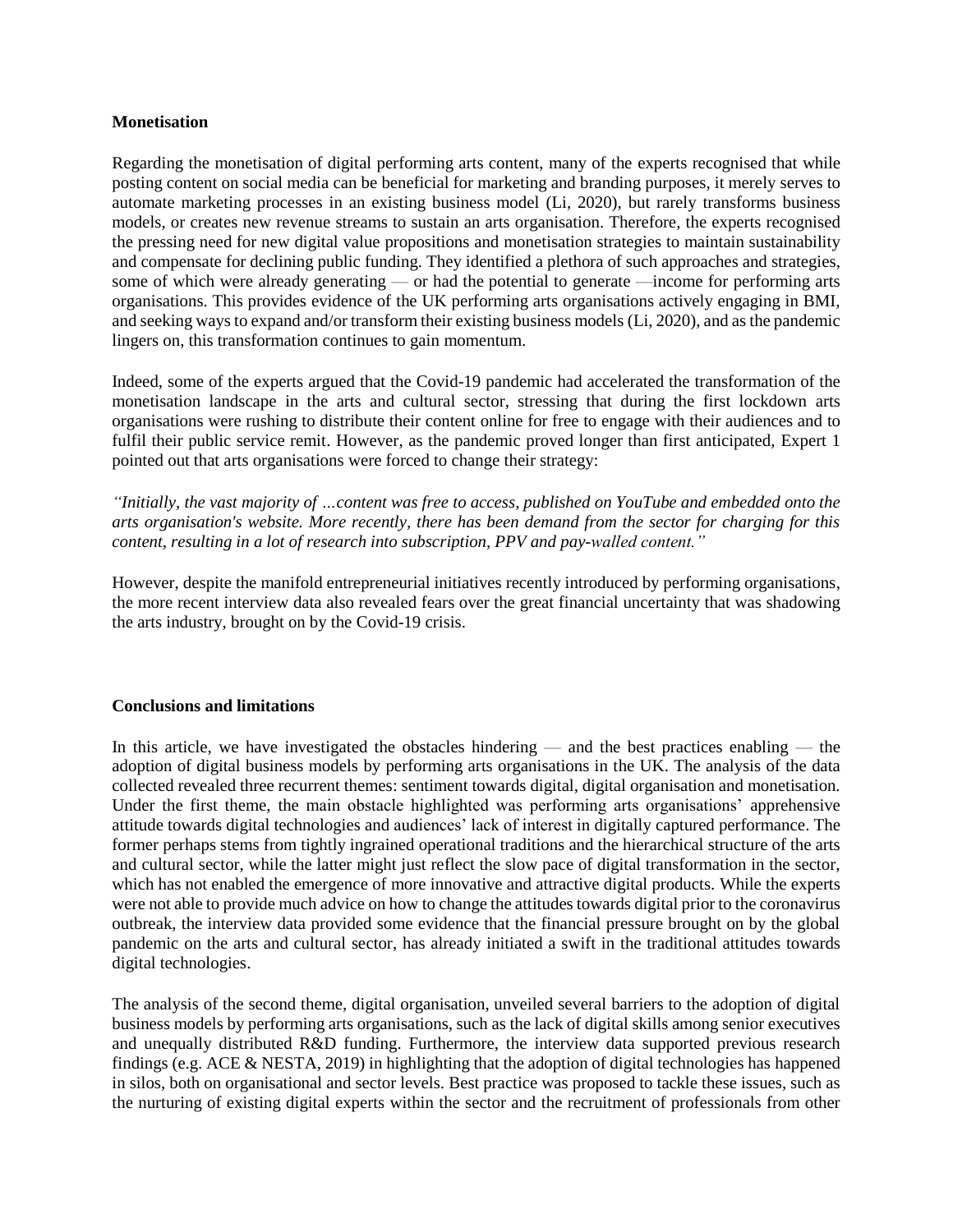**Monetisation**

Regarding the monetisation of digital performing arts content, many of the experts recognised that while posting content on social media can be beneficial for marketing and branding purposes, it merely serves to automate marketing processes in an existing business model (Li, 2020), but rarely transforms business models, or creates new revenue streams to sustain an arts organisation. Therefore, the experts recognised the pressing need for new digital value propositions and monetisation strategies to maintain sustainability and compensate for declining public funding. They identified a plethora of such approaches and strategies, some of which were already generating — or had the potential to generate —income for performing arts organisations. This provides evidence of the UK performing arts organisations actively engaging in BMI, and seeking ways to expand and/or transform their existing business models (Li, 2020), and as the pandemic lingers on, this transformation continues to gain momentum.

Indeed, some of the experts argued that the Covid-19 pandemic had accelerated the transformation of the monetisation landscape in the arts and cultural sector, stressing that during the first lockdown arts organisations were rushing to distribute their content online for free to engage with their audiences and to fulfil their public service remit. However, as the pandemic proved longer than first anticipated, Expert 1 pointed out that arts organisations were forced to change their strategy:

*"Initially, the vast majority of …content was free to access, published on YouTube and embedded onto the arts organisation's website. More recently, there has been demand from the sector for charging for this content, resulting in a lot of research into subscription, PPV and pay-walled content."*

However, despite the manifold entrepreneurial initiatives recently introduced by performing organisations, the more recent interview data also revealed fears over the great financial uncertainty that was shadowing the arts industry, brought on by the Covid-19 crisis.

**Conclusions and limitations**

In this article, we have investigated the obstacles hindering — and the best practices enabling — the adoption of digital business models by performing arts organisations in the UK. The analysis of the data collected revealed three recurrent themes: sentiment towards digital, digital organisation and monetisation. Under the first theme, the main obstacle highlighted was performing arts organisations' apprehensive attitude towards digital technologies and audiences' lack of interest in digitally captured performance. The former perhaps stems from tightly ingrained operational traditions and the hierarchical structure of the arts and cultural sector, while the latter might just reflect the slow pace of digital transformation in the sector, which has not enabled the emergence of more innovative and attractive digital products. While the experts were not able to provide much advice on how to change the attitudes towards digital prior to the coronavirus outbreak, the interview data provided some evidence that the financial pressure brought on by the global pandemic on the arts and cultural sector, has already initiated a swift in the traditional attitudes towards digital technologies.

The analysis of the second theme, digital organisation, unveiled several barriers to the adoption of digital business models by performing arts organisations, such as the lack of digital skills among senior executives and unequally distributed R&D funding. Furthermore, the interview data supported previous research findings (e.g. ACE & NESTA, 2019) in highlighting that the adoption of digital technologies has happened in silos, both on organisational and sector levels. Best practice was proposed to tackle these issues, such as the nurturing of existing digital experts within the sector and the recruitment of professionals from other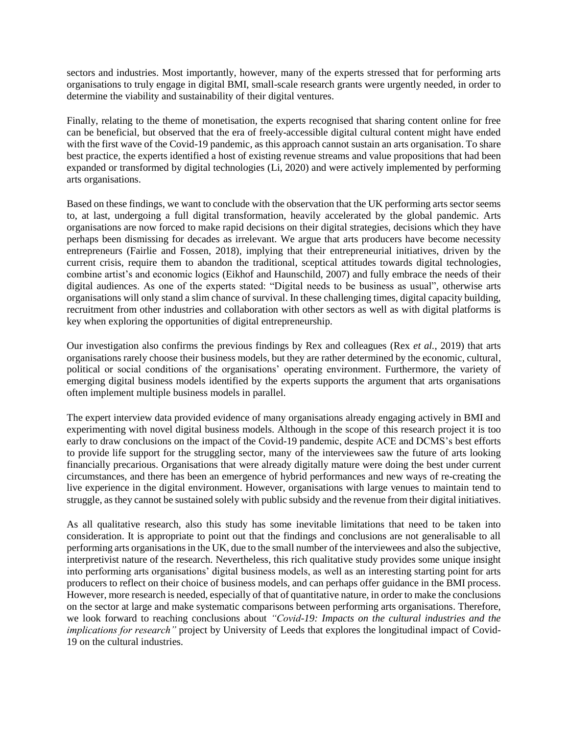sectors and industries. Most importantly, however, many of the experts stressed that for performing arts organisations to truly engage in digital BMI, small-scale research grants were urgently needed, in order to determine the viability and sustainability of their digital ventures.

Finally, relating to the theme of monetisation, the experts recognised that sharing content online for free can be beneficial, but observed that the era of freely-accessible digital cultural content might have ended with the first wave of the Covid-19 pandemic, as this approach cannot sustain an arts organisation. To share best practice, the experts identified a host of existing revenue streams and value propositions that had been expanded or transformed by digital technologies (Li, 2020) and were actively implemented by performing arts organisations.

Based on these findings, we want to conclude with the observation that the UK performing arts sector seems to, at last, undergoing a full digital transformation, heavily accelerated by the global pandemic. Arts organisations are now forced to make rapid decisions on their digital strategies, decisions which they have perhaps been dismissing for decades as irrelevant. We argue that arts producers have become necessity entrepreneurs (Fairlie and Fossen, 2018), implying that their entrepreneurial initiatives, driven by the current crisis, require them to abandon the traditional, sceptical attitudes towards digital technologies, combine artist's and economic logics (Eikhof and Haunschild, 2007) and fully embrace the needs of their digital audiences. As one of the experts stated: "Digital needs to be business as usual", otherwise arts organisations will only stand a slim chance of survival. In these challenging times, digital capacity building, recruitment from other industries and collaboration with other sectors as well as with digital platforms is key when exploring the opportunities of digital entrepreneurship.

Our investigation also confirms the previous findings by Rex and colleagues (Rex *et al.*, 2019) that arts organisations rarely choose their business models, but they are rather determined by the economic, cultural, political or social conditions of the organisations' operating environment. Furthermore, the variety of emerging digital business models identified by the experts supports the argument that arts organisations often implement multiple business models in parallel.

The expert interview data provided evidence of many organisations already engaging actively in BMI and experimenting with novel digital business models. Although in the scope of this research project it is too early to draw conclusions on the impact of the Covid-19 pandemic, despite ACE and DCMS's best efforts to provide life support for the struggling sector, many of the interviewees saw the future of arts looking financially precarious. Organisations that were already digitally mature were doing the best under current circumstances, and there has been an emergence of hybrid performances and new ways of re-creating the live experience in the digital environment. However, organisations with large venues to maintain tend to struggle, as they cannot be sustained solely with public subsidy and the revenue from their digital initiatives.

As all qualitative research, also this study has some inevitable limitations that need to be taken into consideration. It is appropriate to point out that the findings and conclusions are not generalisable to all performing arts organisations in the UK, due to the small number of the interviewees and also the subjective, interpretivist nature of the research. Nevertheless, this rich qualitative study provides some unique insight into performing arts organisations' digital business models, as well as an interesting starting point for arts producers to reflect on their choice of business models, and can perhaps offer guidance in the BMI process. However, more research is needed, especially of that of quantitative nature, in order to make the conclusions on the sector at large and make systematic comparisons between performing arts organisations. Therefore, we look forward to reaching conclusions about *"Covid-19: Impacts on the cultural industries and the implications for research"* project by University of Leeds that explores the longitudinal impact of Covid-19 on the cultural industries.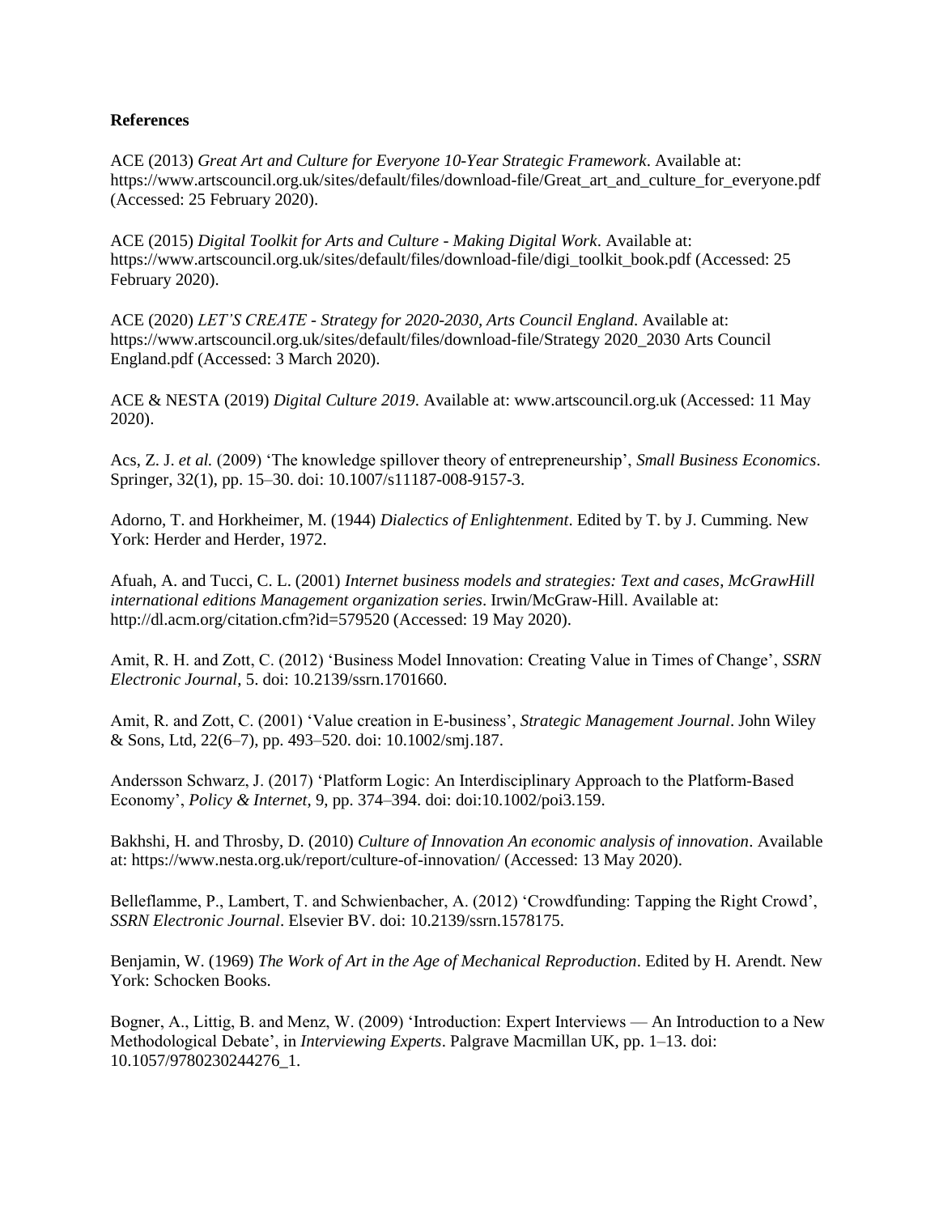**References**

ACE (2013) *Great Art and Culture for Everyone 10-Year Strategic Framework*. Available at: https://www.artscouncil.org.uk/sites/default/files/download-file/Great_art_and_culture_for_everyone.pdf (Accessed: 25 February 2020).

ACE (2015) *Digital Toolkit for Arts and Culture - Making Digital Work*. Available at: https://www.artscouncil.org.uk/sites/default/files/download-file/digi_toolkit_book.pdf (Accessed: 25 February 2020).

ACE (2020) *LET'S CREATE - Strategy for 2020-2030, Arts Council England*. Available at: https://www.artscouncil.org.uk/sites/default/files/download-file/Strategy 2020_2030 Arts Council England.pdf (Accessed: 3 March 2020).

ACE & NESTA (2019) *Digital Culture 2019*. Available at: www.artscouncil.org.uk (Accessed: 11 May 2020).

Acs, Z. J. *et al.* (2009) 'The knowledge spillover theory of entrepreneurship', *Small Business Economics*. Springer, 32(1), pp. 15–30. doi: 10.1007/s11187-008-9157-3.

Adorno, T. and Horkheimer, M. (1944) *Dialectics of Enlightenment*. Edited by T. by J. Cumming. New York: Herder and Herder, 1972.

Afuah, A. and Tucci, C. L. (2001) *Internet business models and strategies: Text and cases, McGrawHill international editions Management organization series*. Irwin/McGraw-Hill. Available at: http://dl.acm.org/citation.cfm?id=579520 (Accessed: 19 May 2020).

Amit, R. H. and Zott, C. (2012) 'Business Model Innovation: Creating Value in Times of Change', *SSRN Electronic Journal*, 5. doi: 10.2139/ssrn.1701660.

Amit, R. and Zott, C. (2001) 'Value creation in E-business', *Strategic Management Journal*. John Wiley & Sons, Ltd, 22(6–7), pp. 493–520. doi: 10.1002/smj.187.

Andersson Schwarz, J. (2017) 'Platform Logic: An Interdisciplinary Approach to the Platform-Based Economy', *Policy & Internet*, 9, pp. 374–394. doi: doi:10.1002/poi3.159.

Bakhshi, H. and Throsby, D. (2010) *Culture of Innovation An economic analysis of innovation*. Available at: https://www.nesta.org.uk/report/culture-of-innovation/ (Accessed: 13 May 2020).

Belleflamme, P., Lambert, T. and Schwienbacher, A. (2012) 'Crowdfunding: Tapping the Right Crowd', *SSRN Electronic Journal*. Elsevier BV. doi: 10.2139/ssrn.1578175.

Benjamin, W. (1969) *The Work of Art in the Age of Mechanical Reproduction*. Edited by H. Arendt. New York: Schocken Books.

Bogner, A., Littig, B. and Menz, W. (2009) 'Introduction: Expert Interviews — An Introduction to a New Methodological Debate', in *Interviewing Experts*. Palgrave Macmillan UK, pp. 1–13. doi: 10.1057/9780230244276_1.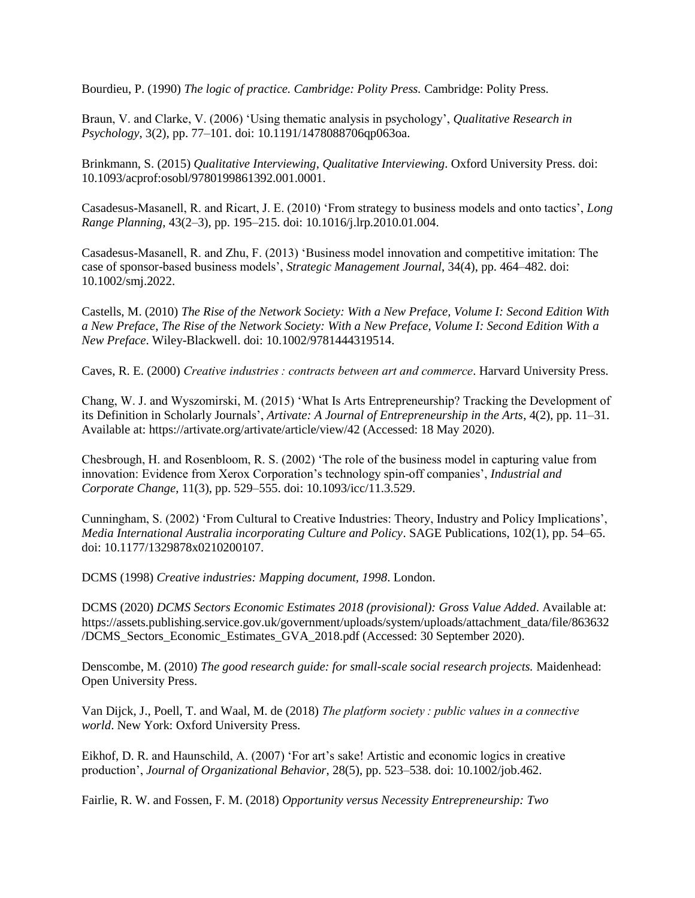Bourdieu, P. (1990) *The logic of practice. Cambridge: Polity Press.* Cambridge: Polity Press.

Braun, V. and Clarke, V. (2006) 'Using thematic analysis in psychology', *Qualitative Research in Psychology*, 3(2), pp. 77–101. doi: 10.1191/1478088706qp063oa.

Brinkmann, S. (2015) *Qualitative Interviewing*, *Qualitative Interviewing*. Oxford University Press. doi: 10.1093/acprof:osobl/9780199861392.001.0001.

Casadesus-Masanell, R. and Ricart, J. E. (2010) 'From strategy to business models and onto tactics', *Long Range Planning*, 43(2–3), pp. 195–215. doi: 10.1016/j.lrp.2010.01.004.

Casadesus-Masanell, R. and Zhu, F. (2013) 'Business model innovation and competitive imitation: The case of sponsor-based business models', *Strategic Management Journal*, 34(4), pp. 464–482. doi: 10.1002/smj.2022.

Castells, M. (2010) *The Rise of the Network Society: With a New Preface, Volume I: Second Edition With a New Preface, The Rise of the Network Society: With a New Preface, Volume I: Second Edition With a New Preface*. Wiley-Blackwell. doi: 10.1002/9781444319514.

Caves, R. E. (2000) *Creative industries : contracts between art and commerce*. Harvard University Press.

Chang, W. J. and Wyszomirski, M. (2015) 'What Is Arts Entrepreneurship? Tracking the Development of its Definition in Scholarly Journals', *Artivate: A Journal of Entrepreneurship in the Arts*, 4(2), pp. 11–31. Available at: https://artivate.org/artivate/article/view/42 (Accessed: 18 May 2020).

Chesbrough, H. and Rosenbloom, R. S. (2002) 'The role of the business model in capturing value from innovation: Evidence from Xerox Corporation's technology spin-off companies', *Industrial and Corporate Change*, 11(3), pp. 529–555. doi: 10.1093/icc/11.3.529.

Cunningham, S. (2002) 'From Cultural to Creative Industries: Theory, Industry and Policy Implications', *Media International Australia incorporating Culture and Policy*. SAGE Publications, 102(1), pp. 54–65. doi: 10.1177/1329878x0210200107.

DCMS (1998) *Creative industries: Mapping document, 1998*. London.

DCMS (2020) *DCMS Sectors Economic Estimates 2018 (provisional): Gross Value Added*. Available at: https://assets.publishing.service.gov.uk/government/uploads/system/uploads/attachment_data/file/863632/DCMS_Sectors_Economic_Estimates_GVA_2018.pdf (Accessed: 30 September 2020).

Denscombe, M. (2010) *The good research guide: for small-scale social research projects.* Maidenhead: Open University Press.

Van Dijck, J., Poell, T. and Waal, M. de (2018) *The platform society : public values in a connective world*. New York: Oxford University Press.

Eikhof, D. R. and Haunschild, A. (2007) 'For art's sake! Artistic and economic logics in creative production', *Journal of Organizational Behavior*, 28(5), pp. 523–538. doi: 10.1002/job.462.

Fairlie, R. W. and Fossen, F. M. (2018) *Opportunity versus Necessity Entrepreneurship: Two*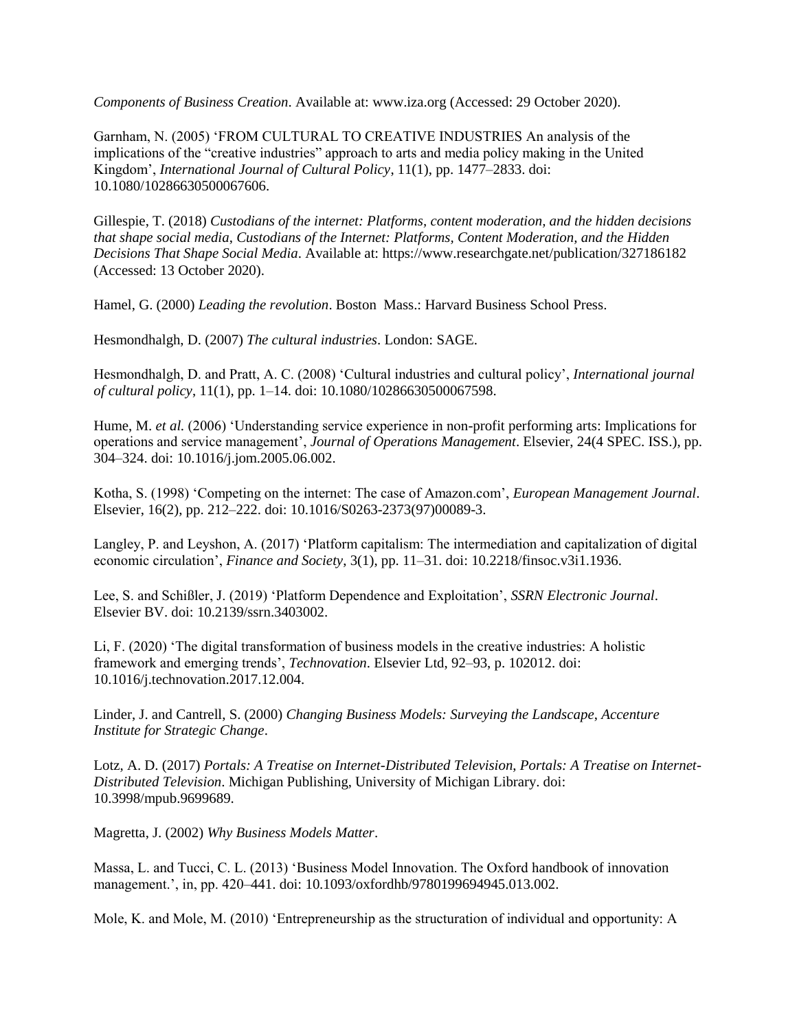*Components of Business Creation*. Available at: www.iza.org (Accessed: 29 October 2020).

Garnham, N. (2005) 'FROM CULTURAL TO CREATIVE INDUSTRIES An analysis of the implications of the "creative industries" approach to arts and media policy making in the United Kingdom', *International Journal of Cultural Policy*, 11(1), pp. 1477–2833. doi: 10.1080/10286630500067606.

Gillespie, T. (2018) *Custodians of the internet: Platforms, content moderation, and the hidden decisions that shape social media, Custodians of the Internet: Platforms, Content Moderation, and the Hidden Decisions That Shape Social Media*. Available at: https://www.researchgate.net/publication/327186182 (Accessed: 13 October 2020).

Hamel, G. (2000) *Leading the revolution*. Boston Mass.: Harvard Business School Press.

Hesmondhalgh, D. (2007) *The cultural industries*. London: SAGE.

Hesmondhalgh, D. and Pratt, A. C. (2008) 'Cultural industries and cultural policy', *International journal of cultural policy*, 11(1), pp. 1–14. doi: 10.1080/10286630500067598.

Hume, M. *et al.* (2006) 'Understanding service experience in non-profit performing arts: Implications for operations and service management', *Journal of Operations Management*. Elsevier, 24(4 SPEC. ISS.), pp. 304–324. doi: 10.1016/j.jom.2005.06.002.

Kotha, S. (1998) 'Competing on the internet: The case of Amazon.com', *European Management Journal*. Elsevier, 16(2), pp. 212–222. doi: 10.1016/S0263-2373(97)00089-3.

Langley, P. and Leyshon, A. (2017) 'Platform capitalism: The intermediation and capitalization of digital economic circulation', *Finance and Society*, 3(1), pp. 11–31. doi: 10.2218/finsoc.v3i1.1936.

Lee, S. and Schißler, J. (2019) 'Platform Dependence and Exploitation', *SSRN Electronic Journal*. Elsevier BV. doi: 10.2139/ssrn.3403002.

Li, F. (2020) 'The digital transformation of business models in the creative industries: A holistic framework and emerging trends', *Technovation*. Elsevier Ltd, 92–93, p. 102012. doi: 10.1016/j.technovation.2017.12.004.

Linder, J. and Cantrell, S. (2000) *Changing Business Models: Surveying the Landscape*, *Accenture Institute for Strategic Change*.

Lotz, A. D. (2017) *Portals: A Treatise on Internet-Distributed Television, Portals: A Treatise on Internet-Distributed Television*. Michigan Publishing, University of Michigan Library. doi: 10.3998/mpub.9699689.

Magretta, J. (2002) *Why Business Models Matter*.

Massa, L. and Tucci, C. L. (2013) 'Business Model Innovation. The Oxford handbook of innovation management.', in, pp. 420–441. doi: 10.1093/oxfordhb/9780199694945.013.002.

Mole, K. and Mole, M. (2010) 'Entrepreneurship as the structuration of individual and opportunity: A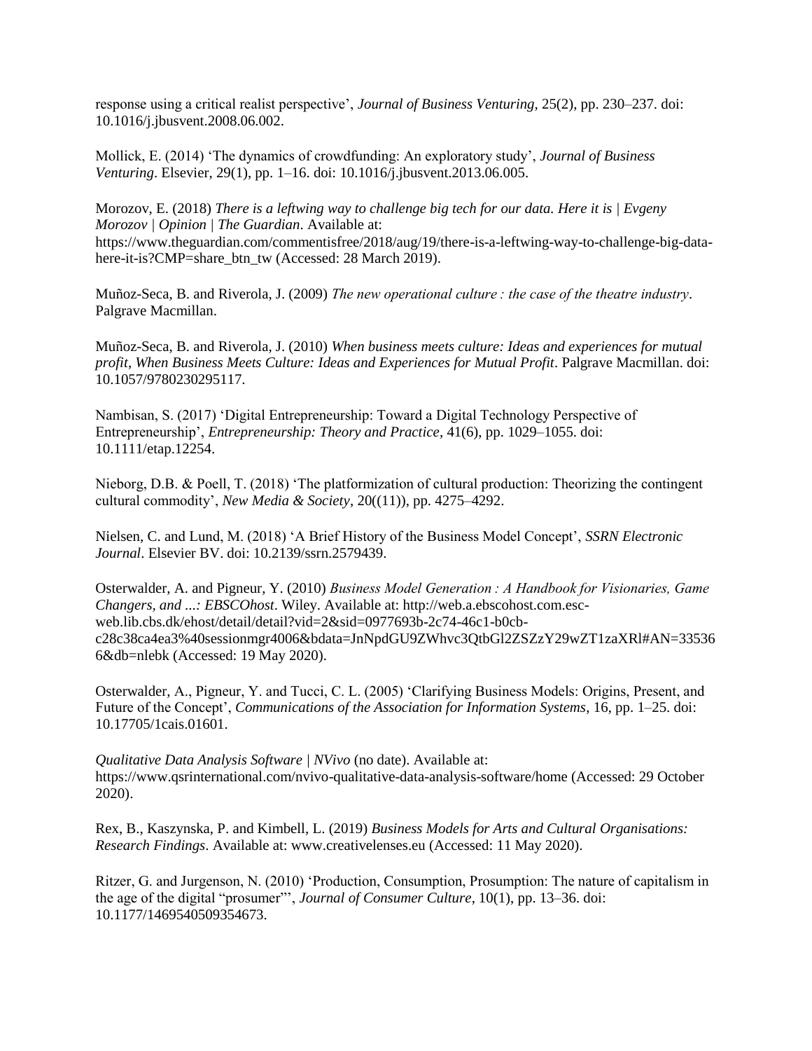response using a critical realist perspective', *Journal of Business Venturing*, 25(2), pp. 230–237. doi: 10.1016/j.jbusvent.2008.06.002.

Mollick, E. (2014) 'The dynamics of crowdfunding: An exploratory study', *Journal of Business Venturing*. Elsevier, 29(1), pp. 1–16. doi: 10.1016/j.jbusvent.2013.06.005.

Morozov, E. (2018) *There is a leftwing way to challenge big tech for our data. Here it is | Evgeny Morozov | Opinion | The Guardian*. Available at: https://www.theguardian.com/commentisfree/2018/aug/19/there-is-a-leftwing-way-to-challenge-big-data-here-it-is?CMP=share_btn_tw (Accessed: 28 March 2019).

Muñoz-Seca, B. and Riverola, J. (2009) *The new operational culture : the case of the theatre industry*. Palgrave Macmillan.

Muñoz-Seca, B. and Riverola, J. (2010) *When business meets culture: Ideas and experiences for mutual profit*, *When Business Meets Culture: Ideas and Experiences for Mutual Profit*. Palgrave Macmillan. doi: 10.1057/9780230295117.

Nambisan, S. (2017) 'Digital Entrepreneurship: Toward a Digital Technology Perspective of Entrepreneurship', *Entrepreneurship: Theory and Practice*, 41(6), pp. 1029–1055. doi: 10.1111/etap.12254.

Nieborg, D.B. & Poell, T. (2018) 'The platformization of cultural production: Theorizing the contingent cultural commodity', *New Media & Society*, 20((11)), pp. 4275–4292.

Nielsen, C. and Lund, M. (2018) 'A Brief History of the Business Model Concept', *SSRN Electronic Journal*. Elsevier BV. doi: 10.2139/ssrn.2579439.

Osterwalder, A. and Pigneur, Y. (2010) *Business Model Generation : A Handbook for Visionaries, Game Changers, and ...: EBSCOhost*. Wiley. Available at: http://web.a.ebscohost.com.esc-web.lib.cbs.dk/ehost/detail/detail?vid=2&sid=0977693b-2c74-46c1-b0cb-c28c38ca4ea3%40sessionmgr4006&bdata=JnNpdGU9ZWhvc3QtbGl2ZSZzY29wZT1zaXRl#AN=335366&db=nlebk (Accessed: 19 May 2020).

Osterwalder, A., Pigneur, Y. and Tucci, C. L. (2005) 'Clarifying Business Models: Origins, Present, and Future of the Concept', *Communications of the Association for Information Systems*, 16, pp. 1–25. doi: 10.17705/1cais.01601.

*Qualitative Data Analysis Software | NVivo* (no date). Available at: https://www.qsrinternational.com/nvivo-qualitative-data-analysis-software/home (Accessed: 29 October 2020).

Rex, B., Kaszynska, P. and Kimbell, L. (2019) *Business Models for Arts and Cultural Organisations: Research Findings*. Available at: www.creativelenses.eu (Accessed: 11 May 2020).

Ritzer, G. and Jurgenson, N. (2010) 'Production, Consumption, Prosumption: The nature of capitalism in the age of the digital "prosumer"', *Journal of Consumer Culture*, 10(1), pp. 13–36. doi: 10.1177/1469540509354673.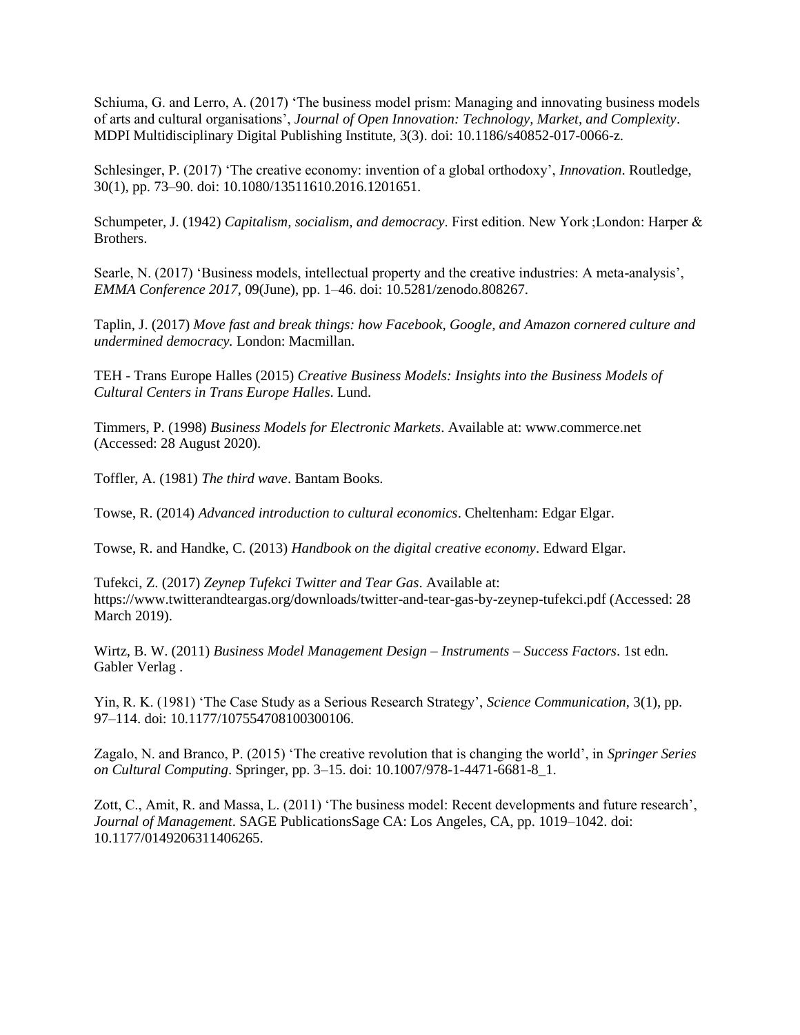Schiuma, G. and Lerro, A. (2017) 'The business model prism: Managing and innovating business models of arts and cultural organisations', *Journal of Open Innovation: Technology, Market, and Complexity*. MDPI Multidisciplinary Digital Publishing Institute, 3(3). doi: 10.1186/s40852-017-0066-z.

Schlesinger, P. (2017) 'The creative economy: invention of a global orthodoxy', *Innovation*. Routledge, 30(1), pp. 73–90. doi: 10.1080/13511610.2016.1201651.

Schumpeter, J. (1942) *Capitalism, socialism, and democracy*. First edition. New York ;London: Harper & Brothers.

Searle, N. (2017) 'Business models, intellectual property and the creative industries: A meta-analysis', *EMMA Conference 2017*, 09(June), pp. 1–46. doi: 10.5281/zenodo.808267.

Taplin, J. (2017) *Move fast and break things: how Facebook, Google, and Amazon cornered culture and undermined democracy*. London: Macmillan.

TEH - Trans Europe Halles (2015) *Creative Business Models: Insights into the Business Models of Cultural Centers in Trans Europe Halles*. Lund.

Timmers, P. (1998) *Business Models for Electronic Markets*. Available at: www.commerce.net (Accessed: 28 August 2020).

Toffler, A. (1981) *The third wave*. Bantam Books.

Towse, R. (2014) *Advanced introduction to cultural economics*. Cheltenham: Edgar Elgar.

Towse, R. and Handke, C. (2013) *Handbook on the digital creative economy*. Edward Elgar.

Tufekci, Z. (2017) *Zeynep Tufekci Twitter and Tear Gas*. Available at: https://www.twitterandteargas.org/downloads/twitter-and-tear-gas-by-zeynep-tufekci.pdf (Accessed: 28 March 2019).

Wirtz, B. W. (2011) *Business Model Management Design – Instruments – Success Factors*. 1st edn. Gabler Verlag .

Yin, R. K. (1981) 'The Case Study as a Serious Research Strategy', *Science Communication*, 3(1), pp. 97–114. doi: 10.1177/107554708100300106.

Zagalo, N. and Branco, P. (2015) 'The creative revolution that is changing the world', in *Springer Series on Cultural Computing*. Springer, pp. 3–15. doi: 10.1007/978-1-4471-6681-8_1.

Zott, C., Amit, R. and Massa, L. (2011) 'The business model: Recent developments and future research', *Journal of Management*. SAGE PublicationsSage CA: Los Angeles, CA, pp. 1019–1042. doi: 10.1177/0149206311406265.